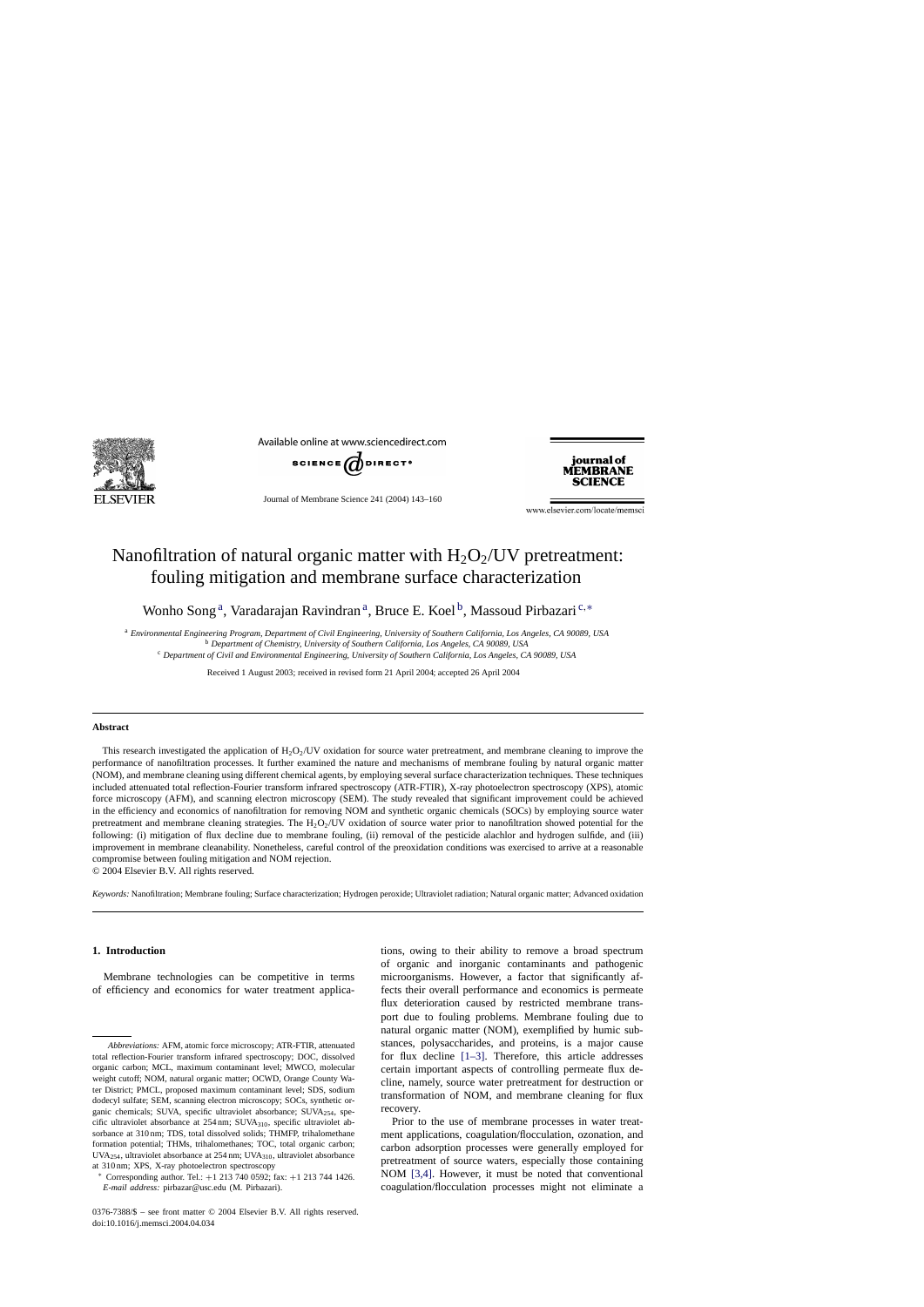# Nanofiltration of natural organic matter with $H_2O_2$/UV pretreatment: fouling mitigation and membrane surface characterization

Wonho Song [a], Varadarajan Ravindran [a], Bruce E. Koel [b], Massoud Pirbazari [c,*]

[a] *Environmental Engineering Program, Department of Civil Engineering, University of Southern California, Los Angeles, CA 90089, USA*
[b] *Department of Chemistry, University of Southern California, Los Angeles, CA 90089, USA*
[c] *Department of Civil and Environmental Engineering, University of Southern California, Los Angeles, CA 90089, USA*

Received 1 August 2003; received in revised form 21 April 2004; accepted 26 April 2004

## Abstract

This research investigated the application of $H_2O_2$/UV oxidation for source water pretreatment, and membrane cleaning to improve the performance of nanofiltration processes. It further examined the nature and mechanisms of membrane fouling by natural organic matter (NOM), and membrane cleaning using different chemical agents, by employing several surface characterization techniques. These techniques included attenuated total reflection-Fourier transform infrared spectroscopy (ATR-FTIR), X-ray photoelectron spectroscopy (XPS), atomic force microscopy (AFM), and scanning electron microscopy (SEM). The study revealed that significant improvement could be achieved in the efficiency and economics of nanofiltration for removing NOM and synthetic organic chemicals (SOCs) by employing source water pretreatment and membrane cleaning strategies. The $H_2O_2$/UV oxidation of source water prior to nanofiltration showed potential for the following: (i) mitigation of flux decline due to membrane fouling, (ii) removal of the pesticide alachlor and hydrogen sulfide, and (iii) improvement in membrane cleanability. Nonetheless, careful control of the preoxidation conditions was exercised to arrive at a reasonable compromise between fouling mitigation and NOM rejection.

© 2004 Elsevier B.V. All rights reserved.

*Keywords:* Nanofiltration; Membrane fouling; Surface characterization; Hydrogen peroxide; Ultraviolet radiation; Natural organic matter; Advanced oxidation

## 1. Introduction

Membrane technologies can be competitive in terms of efficiency and economics for water treatment applications, owing to their ability to remove a broad spectrum of organic and inorganic contaminants and pathogenic microorganisms. However, a factor that significantly affects their overall performance and economics is permeate flux deterioration caused by restricted membrane transport due to fouling problems. Membrane fouling due to natural organic matter (NOM), exemplified by humic substances, polysaccharides, and proteins, is a major cause for flux decline [1–3]. Therefore, this article addresses certain important aspects of controlling permeate flux decline, namely, source water pretreatment for destruction or transformation of NOM, and membrane cleaning for flux recovery.

Prior to the use of membrane processes in water treatment applications, coagulation/flocculation, ozonation, and carbon adsorption processes were generally employed for pretreatment of source waters, especially those containing NOM [3,4]. However, it must be noted that conventional coagulation/flocculation processes might not eliminate a

*Abbreviations:* AFM, atomic force microscopy; ATR-FTIR, attenuated total reflection-Fourier transform infrared spectroscopy; DOC, dissolved organic carbon; MCL, maximum contaminant level; MWCO, molecular weight cutoff; NOM, natural organic matter; OCWD, Orange County Water District; PMCL, proposed maximum contaminant level; SDS, sodium dodecyl sulfate; SEM, scanning electron microscopy; SOCs, synthetic organic chemicals; SUVA, specific ultraviolet absorbance; $SUVA_{254}$, specific ultraviolet absorbance at 254 nm; $SUVA_{310}$, specific ultraviolet absorbance at 310 nm; TDS, total dissolved solids; THMFP, trihalomethane formation potential; THMs, trihalomethanes; TOC, total organic carbon; $UVA_{254}$, ultraviolet absorbance at 254 nm; $UVA_{310}$, ultraviolet absorbance at 310 nm; XPS, X-ray photoelectron spectroscopy

\* Corresponding author. Tel.: +1 213 740 0592; fax: +1 213 744 1426. *E-mail address:* pirbazar@usc.edu (M. Pirbazari).

0376-7388/$ – see front matter © 2004 Elsevier B.V. All rights reserved.
doi:10.1016/j.memsci.2004.04.034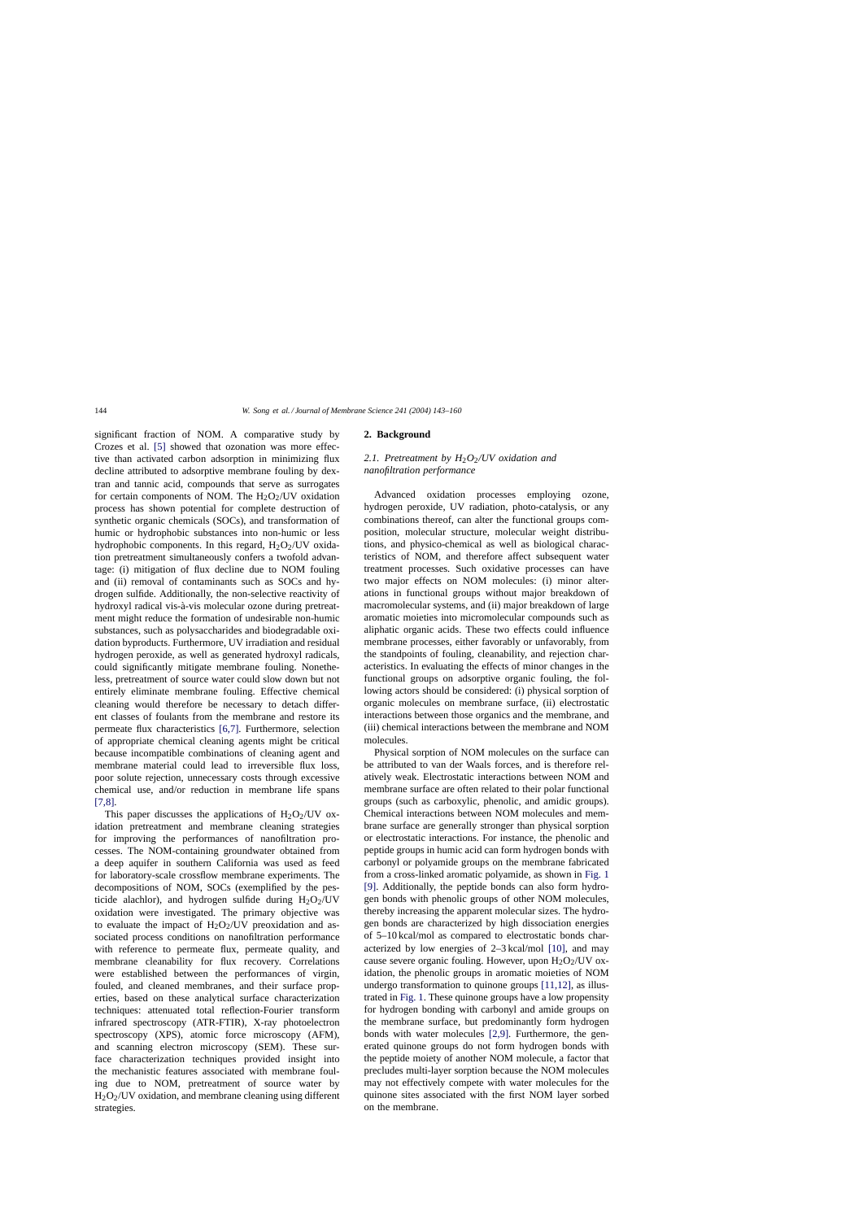significant fraction of NOM. A comparative study by Crozes et al. [5] showed that ozonation was more effective than activated carbon adsorption in minimizing flux decline attributed to adsorptive membrane fouling by dextran and tannic acid, compounds that serve as surrogates for certain components of NOM. The $H_2O_2$/UV oxidation process has shown potential for complete destruction of synthetic organic chemicals (SOCs), and transformation of humic or hydrophobic substances into non-humic or less hydrophobic components. In this regard, $H_2O_2$/UV oxidation pretreatment simultaneously confers a twofold advantage: (i) mitigation of flux decline due to NOM fouling and (ii) removal of contaminants such as SOCs and hydrogen sulfide. Additionally, the non-selective reactivity of hydroxyl radical vis-à-vis molecular ozone during pretreatment might reduce the formation of undesirable non-humic substances, such as polysaccharides and biodegradable oxidation byproducts. Furthermore, UV irradiation and residual hydrogen peroxide, as well as generated hydroxyl radicals, could significantly mitigate membrane fouling. Nonetheless, pretreatment of source water could slow down but not entirely eliminate membrane fouling. Effective chemical cleaning would therefore be necessary to detach different classes of foulants from the membrane and restore its permeate flux characteristics [6,7]. Furthermore, selection of appropriate chemical cleaning agents might be critical because incompatible combinations of cleaning agent and membrane material could lead to irreversible flux loss, poor solute rejection, unnecessary costs through excessive chemical use, and/or reduction in membrane life spans [7,8].

This paper discusses the applications of $H_2O_2$/UV oxidation pretreatment and membrane cleaning strategies for improving the performances of nanofiltration processes. The NOM-containing groundwater obtained from a deep aquifer in southern California was used as feed for laboratory-scale crossflow membrane experiments. The decompositions of NOM, SOCs (exemplified by the pesticide alachlor), and hydrogen sulfide during $H_2O_2$/UV oxidation were investigated. The primary objective was to evaluate the impact of $H_2O_2$/UV preoxidation and associated process conditions on nanofiltration performance with reference to permeate flux, permeate quality, and membrane cleanability for flux recovery. Correlations were established between the performances of virgin, fouled, and cleaned membranes, and their surface properties, based on these analytical surface characterization techniques: attenuated total reflection-Fourier transform infrared spectroscopy (ATR-FTIR), X-ray photoelectron spectroscopy (XPS), atomic force microscopy (AFM), and scanning electron microscopy (SEM). These surface characterization techniques provided insight into the mechanistic features associated with membrane fouling due to NOM, pretreatment of source water by $H_2O_2$/UV oxidation, and membrane cleaning using different strategies.

## 2. Background

### *2.1. Pretreatment by $H_2O_2$/UV oxidation and nanofiltration performance*

Advanced oxidation processes employing ozone, hydrogen peroxide, UV radiation, photo-catalysis, or any combinations thereof, can alter the functional groups composition, molecular structure, molecular weight distributions, and physico-chemical as well as biological characteristics of NOM, and therefore affect subsequent water treatment processes. Such oxidative processes can have two major effects on NOM molecules: (i) minor alterations in functional groups without major breakdown of macromolecular systems, and (ii) major breakdown of large aromatic moieties into micromolecular compounds such as aliphatic organic acids. These two effects could influence membrane processes, either favorably or unfavorably, from the standpoints of fouling, cleanability, and rejection characteristics. In evaluating the effects of minor changes in the functional groups on adsorptive organic fouling, the following actors should be considered: (i) physical sorption of organic molecules on membrane surface, (ii) electrostatic interactions between those organics and the membrane, and (iii) chemical interactions between the membrane and NOM molecules.

Physical sorption of NOM molecules on the surface can be attributed to van der Waals forces, and is therefore relatively weak. Electrostatic interactions between NOM and membrane surface are often related to their polar functional groups (such as carboxylic, phenolic, and amidic groups). Chemical interactions between NOM molecules and membrane surface are generally stronger than physical sorption or electrostatic interactions. For instance, the phenolic and peptide groups in humic acid can form hydrogen bonds with carbonyl or polyamide groups on the membrane fabricated from a cross-linked aromatic polyamide, as shown in Fig. 1 [9]. Additionally, the peptide bonds can also form hydrogen bonds with phenolic groups of other NOM molecules, thereby increasing the apparent molecular sizes. The hydrogen bonds are characterized by high dissociation energies of 5–10 kcal/mol as compared to electrostatic bonds characterized by low energies of 2–3 kcal/mol [10], and may cause severe organic fouling. However, upon $H_2O_2$/UV oxidation, the phenolic groups in aromatic moieties of NOM undergo transformation to quinone groups [11,12], as illustrated in Fig. 1. These quinone groups have a low propensity for hydrogen bonding with carbonyl and amide groups on the membrane surface, but predominantly form hydrogen bonds with water molecules [2,9]. Furthermore, the generated quinone groups do not form hydrogen bonds with the peptide moiety of another NOM molecule, a factor that precludes multi-layer sorption because the NOM molecules may not effectively compete with water molecules for the quinone sites associated with the first NOM layer sorbed on the membrane.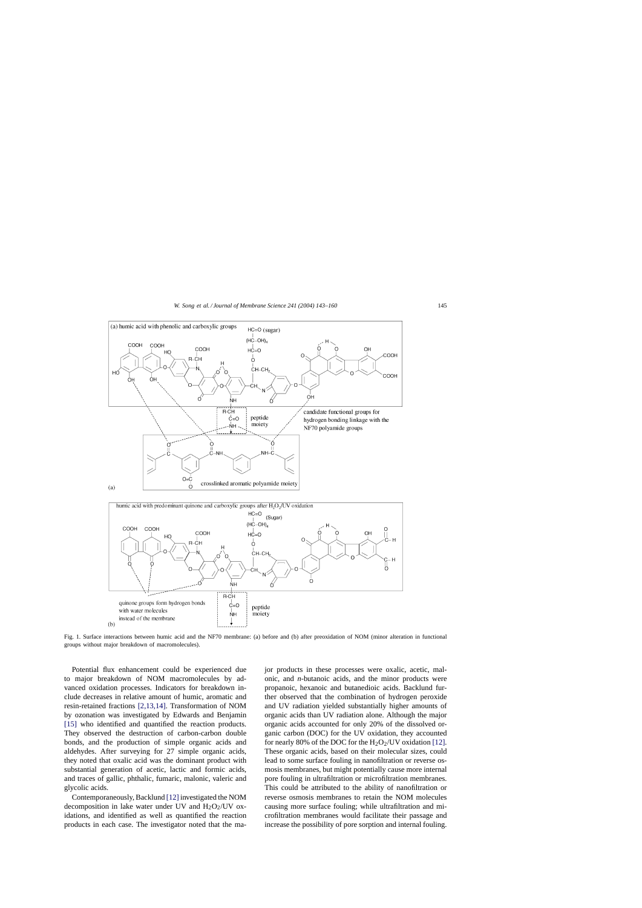Fig. 1. Surface interactions between humic acid and the NF70 membrane: (a) before and (b) after preoxidation of NOM (minor alteration in functional groups without major breakdown of macromolecules).

Potential flux enhancement could be experienced due to major breakdown of NOM macromolecules by advanced oxidation processes. Indicators for breakdown include decreases in relative amount of humic, aromatic and resin-retained fractions [2,13,14]. Transformation of NOM by ozonation was investigated by Edwards and Benjamin [15] who identified and quantified the reaction products. They observed the destruction of carbon-carbon double bonds, and the production of simple organic acids and aldehydes. After surveying for 27 simple organic acids, they noted that oxalic acid was the dominant product with substantial generation of acetic, lactic and formic acids, and traces of gallic, phthalic, fumaric, malonic, valeric and glycolic acids.

Contemporaneously, Backlund [12] investigated the NOM decomposition in lake water under UV and $H_2O_2$/UV oxidations, and identified as well as quantified the reaction products in each case. The investigator noted that the major products in these processes were oxalic, acetic, malonic, and *n*-butanoic acids, and the minor products were propanoic, hexanoic and butanedioic acids. Backlund further observed that the combination of hydrogen peroxide and UV radiation yielded substantially higher amounts of organic acids than UV radiation alone. Although the major organic acids accounted for only 20% of the dissolved organic carbon (DOC) for the UV oxidation, they accounted for nearly 80% of the DOC for the $H_2O_2$/UV oxidation [12]. These organic acids, based on their molecular sizes, could lead to some surface fouling in nanofiltration or reverse osmosis membranes, but might potentially cause more internal pore fouling in ultrafiltration or microfiltration membranes. This could be attributed to the ability of nanofiltration or reverse osmosis membranes to retain the NOM molecules causing more surface fouling; while ultrafiltration and microfiltration membranes would facilitate their passage and increase the possibility of pore sorption and internal fouling.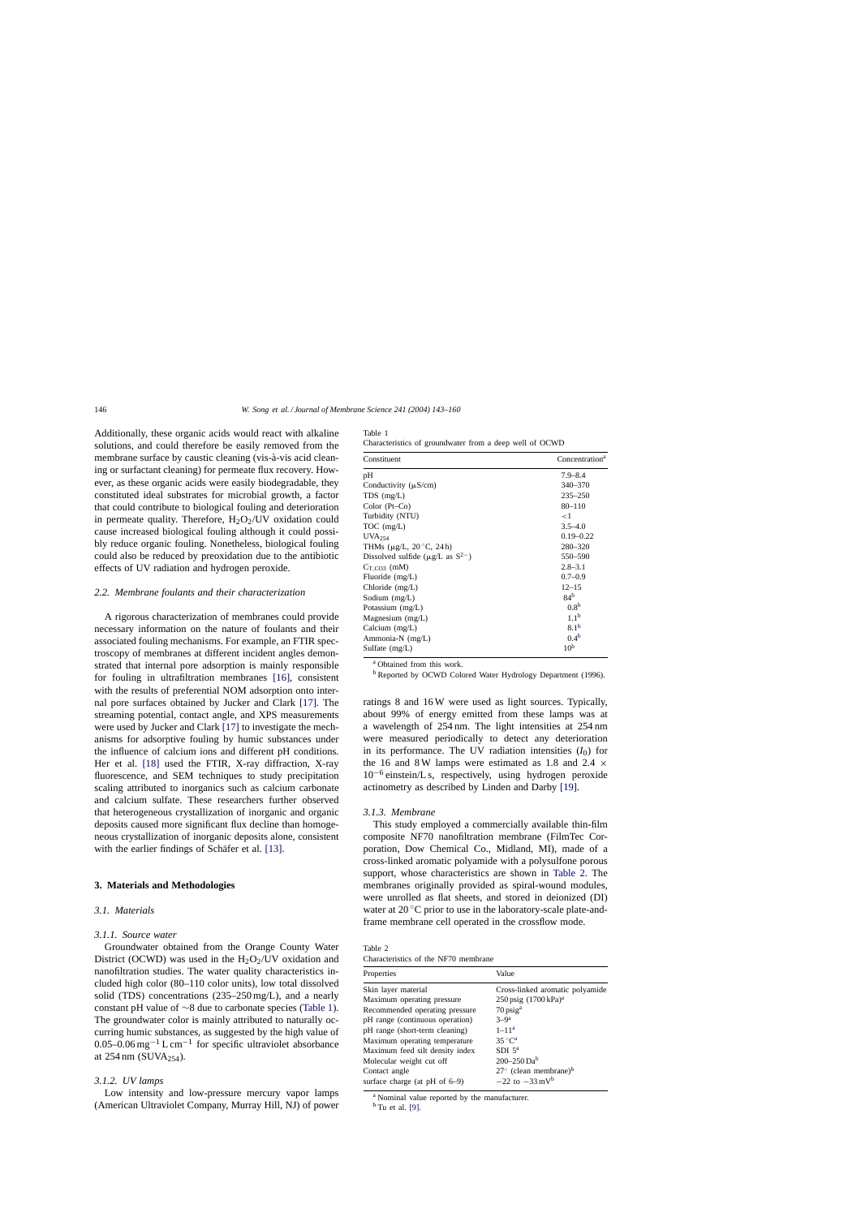Additionally, these organic acids would react with alkaline solutions, and could therefore be easily removed from the membrane surface by caustic cleaning (vis-à-vis acid cleaning or surfactant cleaning) for permeate flux recovery. However, as these organic acids were easily biodegradable, they constituted ideal substrates for microbial growth, a factor that could contribute to biological fouling and deterioration in permeate quality. Therefore, $H_2O_2$/UV oxidation could cause increased biological fouling although it could possibly reduce organic fouling. Nonetheless, biological fouling could also be reduced by preoxidation due to the antibiotic effects of UV radiation and hydrogen peroxide.

### 2.2. Membrane foulants and their characterization

A rigorous characterization of membranes could provide necessary information on the nature of foulants and their associated fouling mechanisms. For example, an FTIR spectroscopy of membranes at different incident angles demonstrated that internal pore adsorption is mainly responsible for fouling in ultrafiltration membranes [16], consistent with the results of preferential NOM adsorption onto internal pore surfaces obtained by Jucker and Clark [17]. The streaming potential, contact angle, and XPS measurements were used by Jucker and Clark [17] to investigate the mechanisms for adsorptive fouling by humic substances under the influence of calcium ions and different pH conditions. Her et al. [18] used the FTIR, X-ray diffraction, X-ray fluorescence, and SEM techniques to study precipitation scaling attributed to inorganics such as calcium carbonate and calcium sulfate. These researchers further observed that heterogeneous crystallization of inorganic and organic deposits caused more significant flux decline than homogeneous crystallization of inorganic deposits alone, consistent with the earlier findings of Schäfer et al. [13].

## 3. Materials and Methodologies

### 3.1. Materials

#### 3.1.1. Source water

Groundwater obtained from the Orange County Water District (OCWD) was used in the $H_2O_2$/UV oxidation and nanofiltration studies. The water quality characteristics included high color (80–110 color units), low total dissolved solid (TDS) concentrations (235–250 mg/L), and a nearly constant pH value of ~8 due to carbonate species (Table 1). The groundwater color is mainly attributed to naturally occurring humic substances, as suggested by the high value of $0.05–0.06\,\mathrm{mg^{-1}\,L\,cm^{-1}}$ for specific ultraviolet absorbance at 254 nm ($SUVA_{254}$).

Table 1
Characteristics of groundwater from a deep well of OCWD

| Constituent | Concentration[a] |
|---|---|
| pH | 7.9–8.4 |
| Conductivity (μS/cm) | 340–370 |
| TDS (mg/L) | 235–250 |
| Color (Pt–Co) | 80–110 |
| Turbidity (NTU) | <1 |
| TOC (mg/L) | 3.5–4.0 |
| $UVA_{254}$ | 0.19–0.22 |
| THMs (μg/L, 20 °C, 24 h) | 280–320 |
| Dissolved sulfide (μg/L as $S^{2-}$) | 550–590 |
| $C_{T,CO3}$ (mM) | 2.8–3.1 |
| Fluoride (mg/L) | 0.7–0.9 |
| Chloride (mg/L) | 12–15 |
| Sodium (mg/L) | 84[b] |
| Potassium (mg/L) | 0.8[b] |
| Magnesium (mg/L) | 1.1[b] |
| Calcium (mg/L) | 8.1[b] |
| Ammonia-N (mg/L) | 0.4[b] |
| Sulfate (mg/L) | 10[b] |

[a] Obtained from this work.
[b] Reported by OCWD Colored Water Hydrology Department (1996).

#### 3.1.2. UV lamps

Low intensity and low-pressure mercury vapor lamps (American Ultraviolet Company, Murray Hill, NJ) of power ratings 8 and 16 W were used as light sources. Typically, about 99% of energy emitted from these lamps was at a wavelength of 254 nm. The light intensities at 254 nm were measured periodically to detect any deterioration in its performance. The UV radiation intensities ($I_0$) for the 16 and 8 W lamps were estimated as 1.8 and $2.4 \times 10^{-6}$ einstein/L s, respectively, using hydrogen peroxide actinometry as described by Linden and Darby [19].

#### 3.1.3. Membrane

This study employed a commercially available thin-film composite NF70 nanofiltration membrane (FilmTec Corporation, Dow Chemical Co., Midland, MI), made of a cross-linked aromatic polyamide with a polysulfone porous support, whose characteristics are shown in Table 2. The membranes originally provided as spiral-wound modules, were unrolled as flat sheets, and stored in deionized (DI) water at 20 °C prior to use in the laboratory-scale plate-and-frame membrane cell operated in the crossflow mode.

Table 2
Characteristics of the NF70 membrane

| Properties | Value |
|---|---|
| Skin layer material | Cross-linked aromatic polyamide |
| Maximum operating pressure | 250 psig (1700 kPa)[a] |
| Recommended operating pressure | 70 psig[a] |
| pH range (continuous operation) | 3–9[a] |
| pH range (short-term cleaning) | 1–11[a] |
| Maximum operating temperature | 35 °C[a] |
| Maximum feed silt density index | SDI 5[a] |
| Molecular weight cut off | 200–250 Da[b] |
| Contact angle | 27° (clean membrane)[b] |
| surface charge (at pH of 6–9) | −22 to −33 mV[b] |

[a] Nominal value reported by the manufacturer.
[b] Tu et al. [9].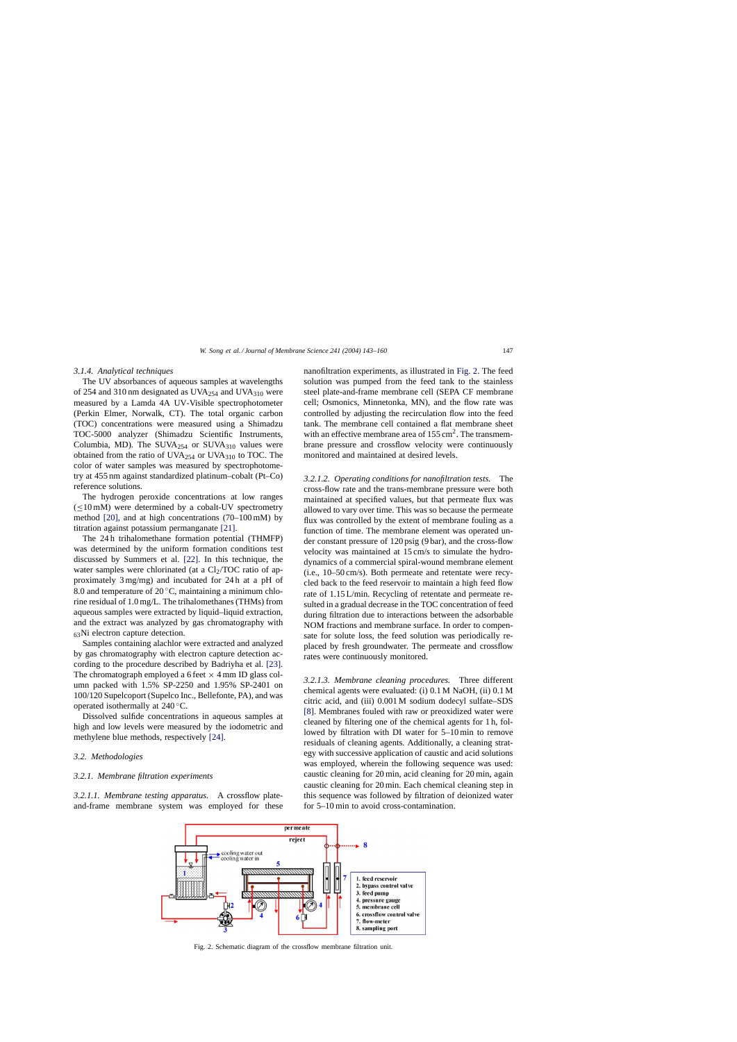#### 3.1.4. Analytical techniques

The UV absorbances of aqueous samples at wavelengths of 254 and 310 nm designated as $UVA_{254}$ and $UVA_{310}$ were measured by a Lamda 4A UV-Visible spectrophotometer (Perkin Elmer, Norwalk, CT). The total organic carbon (TOC) concentrations were measured using a Shimadzu TOC-5000 analyzer (Shimadzu Scientific Instruments, Columbia, MD). The $SUVA_{254}$ or $SUVA_{310}$ values were obtained from the ratio of $UVA_{254}$ or $UVA_{310}$ to TOC. The color of water samples was measured by spectrophotometry at 455 nm against standardized platinum–cobalt (Pt–Co) reference solutions.

The hydrogen peroxide concentrations at low ranges ($\leq$10 mM) were determined by a cobalt-UV spectrometry method [20], and at high concentrations (70–100 mM) by titration against potassium permanganate [21].

The 24 h trihalomethane formation potential (THMFP) was determined by the uniform formation conditions test discussed by Summers et al. [22]. In this technique, the water samples were chlorinated (at a $Cl_2$/TOC ratio of approximately 3 mg/mg) and incubated for 24 h at a pH of 8.0 and temperature of 20 °C, maintaining a minimum chlorine residual of 1.0 mg/L. The trihalomethanes (THMs) from aqueous samples were extracted by liquid–liquid extraction, and the extract was analyzed by gas chromatography with ${}_{63}$Ni electron capture detection.

Samples containing alachlor were extracted and analyzed by gas chromatography with electron capture detection according to the procedure described by Badriyha et al. [23]. The chromatograph employed a 6 feet × 4 mm ID glass column packed with 1.5% SP-2250 and 1.95% SP-2401 on 100/120 Supelcoport (Supelco Inc., Bellefonte, PA), and was operated isothermally at 240 °C.

Dissolved sulfide concentrations in aqueous samples at high and low levels were measured by the iodometric and methylene blue methods, respectively [24].

### 3.2. Methodologies

#### 3.2.1. Membrane filtration experiments

*3.2.1.1. Membrane testing apparatus.* A crossflow plate-and-frame membrane system was employed for these nanofiltration experiments, as illustrated in Fig. 2. The feed solution was pumped from the feed tank to the stainless steel plate-and-frame membrane cell (SEPA CF membrane cell; Osmonics, Minnetonka, MN), and the flow rate was controlled by adjusting the recirculation flow into the feed tank. The membrane cell contained a flat membrane sheet with an effective membrane area of 155 $cm^2$. The transmembrane pressure and crossflow velocity were continuously monitored and maintained at desired levels.

*3.2.1.2. Operating conditions for nanofiltration tests.* The cross-flow rate and the trans-membrane pressure were both maintained at specified values, but that permeate flux was allowed to vary over time. This was so because the permeate flux was controlled by the extent of membrane fouling as a function of time. The membrane element was operated under constant pressure of 120 psig (9 bar), and the cross-flow velocity was maintained at 15 cm/s to simulate the hydrodynamics of a commercial spiral-wound membrane element (i.e., 10–50 cm/s). Both permeate and retentate were recycled back to the feed reservoir to maintain a high feed flow rate of 1.15 L/min. Recycling of retentate and permeate resulted in a gradual decrease in the TOC concentration of feed during filtration due to interactions between the adsorbable NOM fractions and membrane surface. In order to compensate for solute loss, the feed solution was periodically replaced by fresh groundwater. The permeate and crossflow rates were continuously monitored.

*3.2.1.3. Membrane cleaning procedures.* Three different chemical agents were evaluated: (i) 0.1 M NaOH, (ii) 0.1 M citric acid, and (iii) 0.001 M sodium dodecyl sulfate–SDS [8]. Membranes fouled with raw or preoxidized water were cleaned by filtering one of the chemical agents for 1 h, followed by filtration with DI water for 5–10 min to remove residuals of cleaning agents. Additionally, a cleaning strategy with successive application of caustic and acid solutions was employed, wherein the following sequence was used: caustic cleaning for 20 min, acid cleaning for 20 min, again caustic cleaning for 20 min. Each chemical cleaning step in this sequence was followed by filtration of deionized water for 5–10 min to avoid cross-contamination.

Fig. 2. Schematic diagram of the crossflow membrane filtration unit.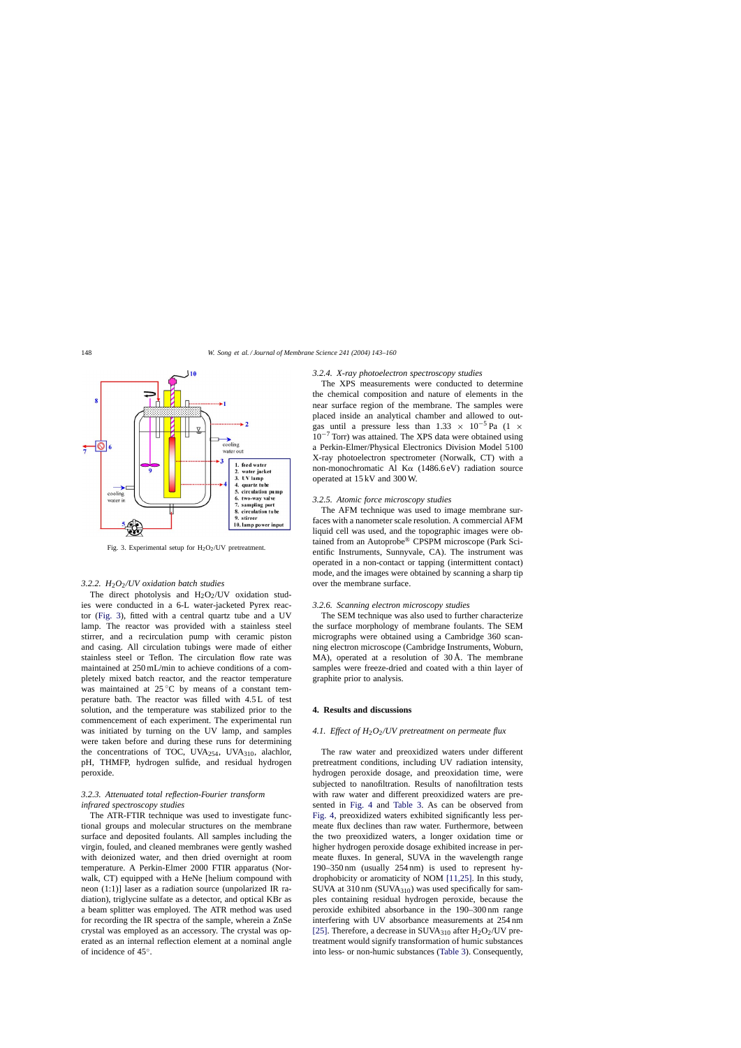Fig. 3. Experimental setup for $H_2O_2$/UV pretreatment.

### 3.2.2. $H_2O_2$/UV oxidation batch studies

The direct photolysis and $H_2O_2$/UV oxidation studies were conducted in a 6-L water-jacketed Pyrex reactor (Fig. 3), fitted with a central quartz tube and a UV lamp. The reactor was provided with a stainless steel stirrer, and a recirculation pump with ceramic piston and casing. All circulation tubings were made of either stainless steel or Teflon. The circulation flow rate was maintained at 250 mL/min to achieve conditions of a completely mixed batch reactor, and the reactor temperature was maintained at 25 °C by means of a constant temperature bath. The reactor was filled with 4.5 L of test solution, and the temperature was stabilized prior to the commencement of each experiment. The experimental run was initiated by turning on the UV lamp, and samples were taken before and during these runs for determining the concentrations of TOC, $UVA_{254}$, $UVA_{310}$, alachlor, pH, THMFP, hydrogen sulfide, and residual hydrogen peroxide.

### 3.2.3. Attenuated total reflection-Fourier transform infrared spectroscopy studies

The ATR-FTIR technique was used to investigate functional groups and molecular structures on the membrane surface and deposited foulants. All samples including the virgin, fouled, and cleaned membranes were gently washed with deionized water, and then dried overnight at room temperature. A Perkin-Elmer 2000 FTIR apparatus (Norwalk, CT) equipped with a HeNe [helium compound with neon (1:1)] laser as a radiation source (unpolarized IR radiation), triglycine sulfate as a detector, and optical KBr as a beam splitter was employed. The ATR method was used for recording the IR spectra of the sample, wherein a ZnSe crystal was employed as an accessory. The crystal was operated as an internal reflection element at a nominal angle of incidence of 45°.

### 3.2.4. X-ray photoelectron spectroscopy studies

The XPS measurements were conducted to determine the chemical composition and nature of elements in the near surface region of the membrane. The samples were placed inside an analytical chamber and allowed to outgas until a pressure less than $1.33 \times 10^{-5}$ Pa ($1 \times 10^{-7}$ Torr) was attained. The XPS data were obtained using a Perkin-Elmer/Physical Electronics Division Model 5100 X-ray photoelectron spectrometer (Norwalk, CT) with a non-monochromatic Al Kα (1486.6 eV) radiation source operated at 15 kV and 300 W.

### 3.2.5. Atomic force microscopy studies

The AFM technique was used to image membrane surfaces with a nanometer scale resolution. A commercial AFM liquid cell was used, and the topographic images were obtained from an Autoprobe® CPSPM microscope (Park Scientific Instruments, Sunnyvale, CA). The instrument was operated in a non-contact or tapping (intermittent contact) mode, and the images were obtained by scanning a sharp tip over the membrane surface.

### 3.2.6. Scanning electron microscopy studies

The SEM technique was also used to further characterize the surface morphology of membrane foulants. The SEM micrographs were obtained using a Cambridge 360 scanning electron microscope (Cambridge Instruments, Woburn, MA), operated at a resolution of 30 Å. The membrane samples were freeze-dried and coated with a thin layer of graphite prior to analysis.

## 4. Results and discussions

### 4.1. Effect of $H_2O_2$/UV pretreatment on permeate flux

The raw water and preoxidized waters under different pretreatment conditions, including UV radiation intensity, hydrogen peroxide dosage, and preoxidation time, were subjected to nanofiltration. Results of nanofiltration tests with raw water and different preoxidized waters are presented in Fig. 4 and Table 3. As can be observed from Fig. 4, preoxidized waters exhibited significantly less permeate flux declines than raw water. Furthermore, between the two preoxidized waters, a longer oxidation time or higher hydrogen peroxide dosage exhibited increase in permeate fluxes. In general, SUVA in the wavelength range 190–350 nm (usually 254 nm) is used to represent hydrophobicity or aromaticity of NOM [11,25]. In this study, SUVA at 310 nm ($SUVA_{310}$) was used specifically for samples containing residual hydrogen peroxide, because the peroxide exhibited absorbance in the 190–300 nm range interfering with UV absorbance measurements at 254 nm [25]. Therefore, a decrease in $SUVA_{310}$ after $H_2O_2$/UV pretreatment would signify transformation of humic substances into less- or non-humic substances (Table 3). Consequently,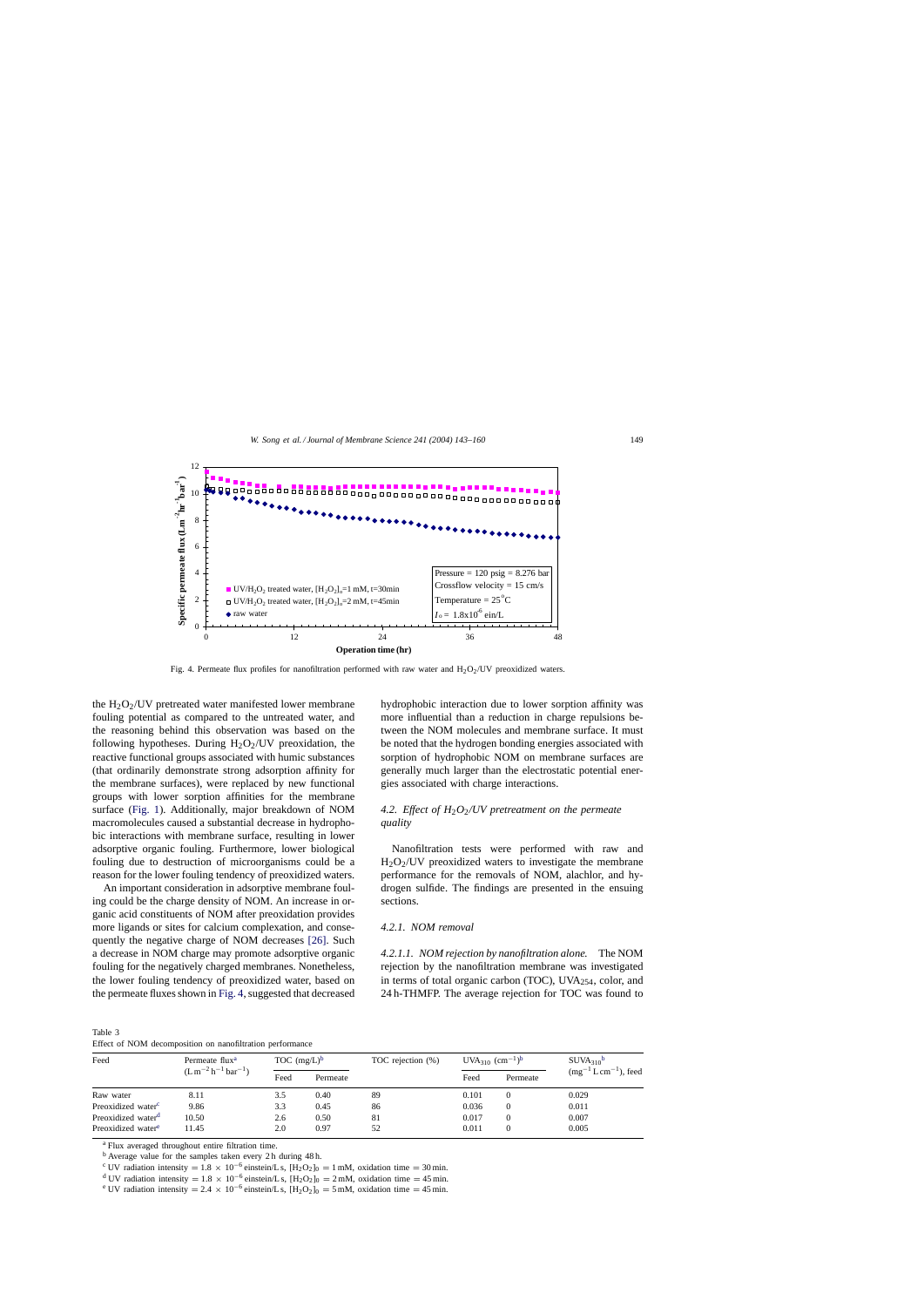Fig. 4. Permeate flux profiles for nanofiltration performed with raw water and $H_2O_2$/UV preoxidized waters.

the $H_2O_2$/UV pretreated water manifested lower membrane fouling potential as compared to the untreated water, and the reasoning behind this observation was based on the following hypotheses. During $H_2O_2$/UV preoxidation, the reactive functional groups associated with humic substances (that ordinarily demonstrate strong adsorption affinity for the membrane surfaces), were replaced by new functional groups with lower sorption affinities for the membrane surface (Fig. 1). Additionally, major breakdown of NOM macromolecules caused a substantial decrease in hydrophobic interactions with membrane surface, resulting in lower adsorptive organic fouling. Furthermore, lower biological fouling due to destruction of microorganisms could be a reason for the lower fouling tendency of preoxidized waters.

An important consideration in adsorptive membrane fouling could be the charge density of NOM. An increase in organic acid constituents of NOM after preoxidation provides more ligands or sites for calcium complexation, and consequently the negative charge of NOM decreases [26]. Such a decrease in NOM charge may promote adsorptive organic fouling for the negatively charged membranes. Nonetheless, the lower fouling tendency of preoxidized water, based on the permeate fluxes shown in Fig. 4, suggested that decreased hydrophobic interaction due to lower sorption affinity was more influential than a reduction in charge repulsions between the NOM molecules and membrane surface. It must be noted that the hydrogen bonding energies associated with sorption of hydrophobic NOM on membrane surfaces are generally much larger than the electrostatic potential energies associated with charge interactions.

### 4.2. Effect of $H_2O_2$/UV pretreatment on the permeate quality

Nanofiltration tests were performed with raw and $H_2O_2$/UV preoxidized waters to investigate the membrane performance for the removals of NOM, alachlor, and hydrogen sulfide. The findings are presented in the ensuing sections.

#### 4.2.1. NOM removal

*4.2.1.1. NOM rejection by nanofiltration alone.* The NOM rejection by the nanofiltration membrane was investigated in terms of total organic carbon (TOC), $UVA_{254}$, color, and 24 h-THMFP. The average rejection for TOC was found to

Table 3
Effect of NOM decomposition on nanofiltration performance

| Feed | Permeate flux[a] ($L\,m^{-2}\,h^{-1}\,bar^{-1}$) | TOC (mg/L)[b] | | TOC rejection (%) | $UVA_{310}$ ($cm^{-1}$)[b] | | $SUVA_{310}$[b] ($mg^{-1}\,L\,cm^{-1}$), feed |
|---|---|---|---|---|---|---|---|
| | | Feed | Permeate | | Feed | Permeate | |
| Raw water | 8.11 | 3.5 | 0.40 | 89 | 0.101 | 0 | 0.029 |
| Preoxidized water[c] | 9.86 | 3.3 | 0.45 | 86 | 0.036 | 0 | 0.011 |
| Preoxidized water[d] | 10.50 | 2.6 | 0.50 | 81 | 0.017 | 0 | 0.007 |
| Preoxidized water[e] | 11.45 | 2.0 | 0.97 | 52 | 0.011 | 0 | 0.005 |

[a] Flux averaged throughout entire filtration time.
[b] Average value for the samples taken every 2 h during 48 h.
[c] UV radiation intensity = $1.8 \times 10^{-6}$ einstein/L s, $[H_2O_2]_0$ = 1 mM, oxidation time = 30 min.
[d] UV radiation intensity = $1.8 \times 10^{-6}$ einstein/L s, $[H_2O_2]_0$ = 2 mM, oxidation time = 45 min.
[e] UV radiation intensity = $2.4 \times 10^{-6}$ einstein/L s, $[H_2O_2]_0$ = 5 mM, oxidation time = 45 min.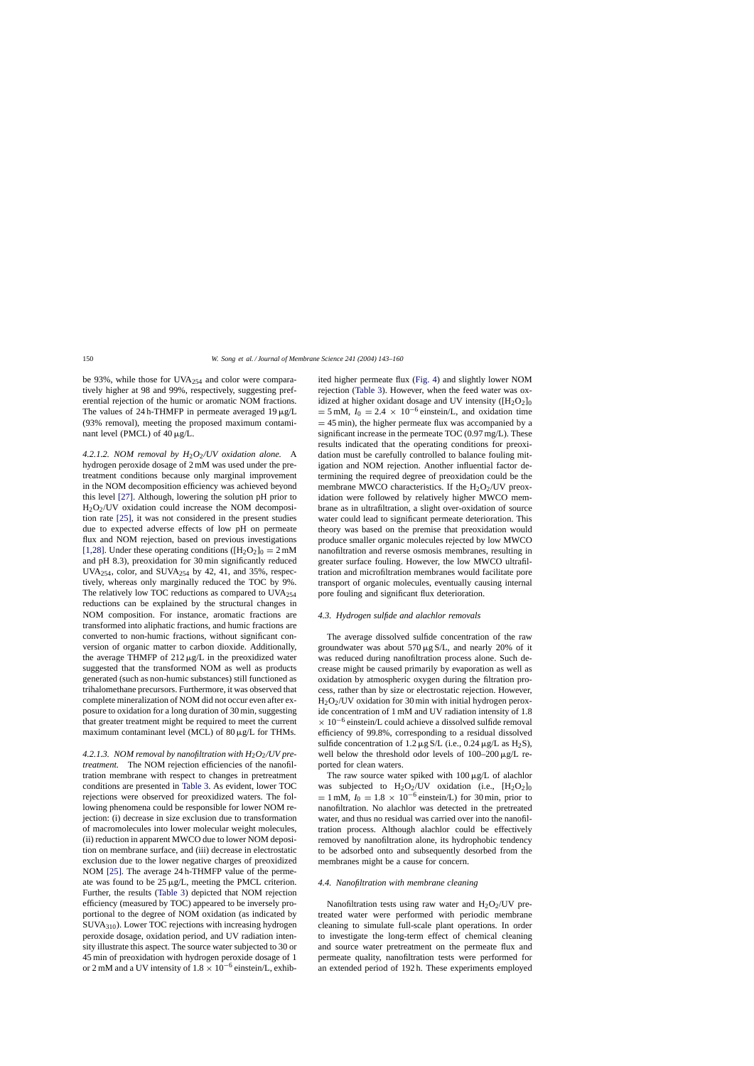be 93%, while those for $UVA_{254}$ and color were comparatively higher at 98 and 99%, respectively, suggesting preferential rejection of the humic or aromatic NOM fractions. The values of 24 h-THMFP in permeate averaged 19 μg/L (93% removal), meeting the proposed maximum contaminant level (PMCL) of 40 μg/L.

*4.2.1.2. NOM removal by $H_2O_2$/UV oxidation alone.* A hydrogen peroxide dosage of 2 mM was used under the pretreatment conditions because only marginal improvement in the NOM decomposition efficiency was achieved beyond this level [27]. Although, lowering the solution pH prior to $H_2O_2$/UV oxidation could increase the NOM decomposition rate [25], it was not considered in the present studies due to expected adverse effects of low pH on permeate flux and NOM rejection, based on previous investigations [1,28]. Under these operating conditions ($[H_2O_2]_0 = 2$ mM and pH 8.3), preoxidation for 30 min significantly reduced $UVA_{254}$, color, and $SUVA_{254}$ by 42, 41, and 35%, respectively, whereas only marginally reduced the TOC by 9%. The relatively low TOC reductions as compared to $UVA_{254}$ reductions can be explained by the structural changes in NOM composition. For instance, aromatic fractions are transformed into aliphatic fractions, and humic fractions are converted to non-humic fractions, without significant conversion of organic matter to carbon dioxide. Additionally, the average THMFP of 212 μg/L in the preoxidized water suggested that the transformed NOM as well as products generated (such as non-humic substances) still functioned as trihalomethane precursors. Furthermore, it was observed that complete mineralization of NOM did not occur even after exposure to oxidation for a long duration of 30 min, suggesting that greater treatment might be required to meet the current maximum contaminant level (MCL) of 80 μg/L for THMs.

*4.2.1.3. NOM removal by nanofiltration with $H_2O_2$/UV pretreatment.* The NOM rejection efficiencies of the nanofiltration membrane with respect to changes in pretreatment conditions are presented in Table 3. As evident, lower TOC rejections were observed for preoxidized waters. The following phenomena could be responsible for lower NOM rejection: (i) decrease in size exclusion due to transformation of macromolecules into lower molecular weight molecules, (ii) reduction in apparent MWCO due to lower NOM deposition on membrane surface, and (iii) decrease in electrostatic exclusion due to the lower negative charges of preoxidized NOM [25]. The average 24 h-THMFP value of the permeate was found to be 25 μg/L, meeting the PMCL criterion. Further, the results (Table 3) depicted that NOM rejection efficiency (measured by TOC) appeared to be inversely proportional to the degree of NOM oxidation (as indicated by $SUVA_{310}$). Lower TOC rejections with increasing hydrogen peroxide dosage, oxidation period, and UV radiation intensity illustrate this aspect. The source water subjected to 30 or 45 min of preoxidation with hydrogen peroxide dosage of 1 or 2 mM and a UV intensity of $1.8 \times 10^{-6}$ einstein/L, exhibited higher permeate flux (Fig. 4) and slightly lower NOM rejection (Table 3). However, when the feed water was oxidized at higher oxidant dosage and UV intensity ($[H_2O_2]_0 = 5$ mM, $I_0 = 2.4 \times 10^{-6}$ einstein/L, and oxidation time = 45 min), the higher permeate flux was accompanied by a significant increase in the permeate TOC (0.97 mg/L). These results indicated that the operating conditions for preoxidation must be carefully controlled to balance fouling mitigation and NOM rejection. Another influential factor determining the required degree of preoxidation could be the membrane MWCO characteristics. If the $H_2O_2$/UV preoxidation were followed by relatively higher MWCO membrane as in ultrafiltration, a slight over-oxidation of source water could lead to significant permeate deterioration. This theory was based on the premise that preoxidation would produce smaller organic molecules rejected by low MWCO nanofiltration and reverse osmosis membranes, resulting in greater surface fouling. However, the low MWCO ultrafiltration and microfiltration membranes would facilitate pore transport of organic molecules, eventually causing internal pore fouling and significant flux deterioration.

### 4.3. Hydrogen sulfide and alachlor removals

The average dissolved sulfide concentration of the raw groundwater was about 570 μg S/L, and nearly 20% of it was reduced during nanofiltration process alone. Such decrease might be caused primarily by evaporation as well as oxidation by atmospheric oxygen during the filtration process, rather than by size or electrostatic rejection. However, $H_2O_2$/UV oxidation for 30 min with initial hydrogen peroxide concentration of 1 mM and UV radiation intensity of $1.8 \times 10^{-6}$ einstein/L could achieve a dissolved sulfide removal efficiency of 99.8%, corresponding to a residual dissolved sulfide concentration of 1.2 μg S/L (i.e., 0.24 μg/L as $H_2S$), well below the threshold odor levels of 100–200 μg/L reported for clean waters.

The raw source water spiked with 100 μg/L of alachlor was subjected to $H_2O_2$/UV oxidation (i.e., $[H_2O_2]_0 = 1$ mM, $I_0 = 1.8 \times 10^{-6}$ einstein/L) for 30 min, prior to nanofiltration. No alachlor was detected in the pretreated water, and thus no residual was carried over into the nanofiltration process. Although alachlor could be effectively removed by nanofiltration alone, its hydrophobic tendency to be adsorbed onto and subsequently desorbed from the membranes might be a cause for concern.

### 4.4. Nanofiltration with membrane cleaning

Nanofiltration tests using raw water and $H_2O_2$/UV pretreated water were performed with periodic membrane cleaning to simulate full-scale plant operations. In order to investigate the long-term effect of chemical cleaning and source water pretreatment on the permeate flux and permeate quality, nanofiltration tests were performed for an extended period of 192 h. These experiments employed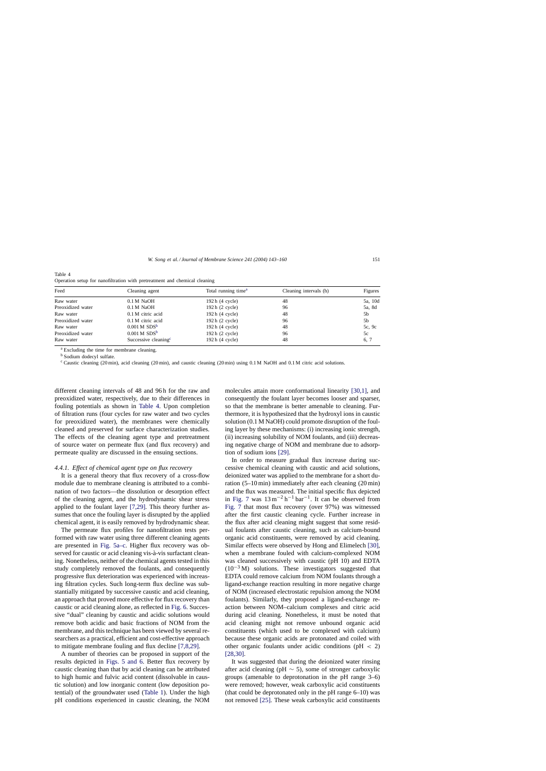Table 4
Operation setup for nanofiltration with pretreatment and chemical cleaning

| Feed | Cleaning agent | Total running time[a] | Cleaning intervals (h) | Figures |
|---|---|---|---|---|
| Raw water | 0.1 M NaOH | 192 h (4 cycle) | 48 | 5a, 10d |
| Preoxidized water | 0.1 M NaOH | 192 h (2 cycle) | 96 | 5a, 8d |
| Raw water | 0.1 M citric acid | 192 h (4 cycle) | 48 | 5b |
| Preoxidized water | 0.1 M citric acid | 192 h (2 cycle) | 96 | 5b |
| Raw water | 0.001 M SDS[b] | 192 h (4 cycle) | 48 | 5c, 9c |
| Preoxidized water | 0.001 M SDS[b] | 192 h (2 cycle) | 96 | 5c |
| Raw water | Successive cleaning[c] | 192 h (4 cycle) | 48 | 6, 7 |

[a] Excluding the time for membrane cleaning.

[b] Sodium dodecyl sulfate.

[c] Caustic cleaning (20 min), acid cleaning (20 min), and caustic cleaning (20 min) using 0.1 M NaOH and 0.1 M citric acid solutions.

different cleaning intervals of 48 and 96 h for the raw and preoxidized water, respectively, due to their differences in fouling potentials as shown in Table 4. Upon completion of filtration runs (four cycles for raw water and two cycles for preoxidized water), the membranes were chemically cleaned and preserved for surface characterization studies. The effects of the cleaning agent type and pretreatment of source water on permeate flux (and flux recovery) and permeate quality are discussed in the ensuing sections.

*4.4.1. Effect of chemical agent type on flux recovery*

It is a general theory that flux recovery of a cross-flow module due to membrane cleaning is attributed to a combination of two factors—the dissolution or desorption effect of the cleaning agent, and the hydrodynamic shear stress applied to the foulant layer [7,29]. This theory further assumes that once the fouling layer is disrupted by the applied chemical agent, it is easily removed by hydrodynamic shear.

The permeate flux profiles for nanofiltration tests performed with raw water using three different cleaning agents are presented in Fig. 5a–c. Higher flux recovery was observed for caustic or acid cleaning vis-à-vis surfactant cleaning. Nonetheless, neither of the chemical agents tested in this study completely removed the foulants, and consequently progressive flux deterioration was experienced with increasing filtration cycles. Such long-term flux decline was substantially mitigated by successive caustic and acid cleaning, an approach that proved more effective for flux recovery than caustic or acid cleaning alone, as reflected in Fig. 6. Successive "dual" cleaning by caustic and acidic solutions would remove both acidic and basic fractions of NOM from the membrane, and this technique has been viewed by several researchers as a practical, efficient and cost-effective approach to mitigate membrane fouling and flux decline [7,8,29].

A number of theories can be proposed in support of the results depicted in Figs. 5 and 6. Better flux recovery by caustic cleaning than that by acid cleaning can be attributed to high humic and fulvic acid content (dissolvable in caustic solution) and low inorganic content (low deposition potential) of the groundwater used (Table 1). Under the high pH conditions experienced in caustic cleaning, the NOM molecules attain more conformational linearity [30,1], and consequently the foulant layer becomes looser and sparser, so that the membrane is better amenable to cleaning. Furthermore, it is hypothesized that the hydroxyl ions in caustic solution (0.1 M NaOH) could promote disruption of the fouling layer by these mechanisms: (i) increasing ionic strength, (ii) increasing solubility of NOM foulants, and (iii) decreasing negative charge of NOM and membrane due to adsorption of sodium ions [29].

In order to measure gradual flux increase during successive chemical cleaning with caustic and acid solutions, deionized water was applied to the membrane for a short duration (5–10 min) immediately after each cleaning (20 min) and the flux was measured. The initial specific flux depicted in Fig. 7 was $13\,m^{-2}\,h^{-1}\,bar^{-1}$. It can be observed from Fig. 7 that most flux recovery (over 97%) was witnessed after the first caustic cleaning cycle. Further increase in the flux after acid cleaning might suggest that some residual foulants after caustic cleaning, such as calcium-bound organic acid constituents, were removed by acid cleaning. Similar effects were observed by Hong and Elimelech [30], when a membrane fouled with calcium-complexed NOM was cleaned successively with caustic (pH 10) and EDTA ($10^{-3}$ M) solutions. These investigators suggested that EDTA could remove calcium from NOM foulants through a ligand-exchange reaction resulting in more negative charge of NOM (increased electrostatic repulsion among the NOM foulants). Similarly, they proposed a ligand-exchange reaction between NOM–calcium complexes and citric acid during acid cleaning. Nonetheless, it must be noted that acid cleaning might not remove unbound organic acid constituents (which used to be complexed with calcium) because these organic acids are protonated and coiled with other organic foulants under acidic conditions (pH $< 2$) [28,30].

It was suggested that during the deionized water rinsing after acid cleaning (pH $\sim 5$), some of stronger carboxylic groups (amenable to deprotonation in the pH range 3–6) were removed; however, weak carboxylic acid constituents (that could be deprotonated only in the pH range 6–10) was not removed [25]. These weak carboxylic acid constituents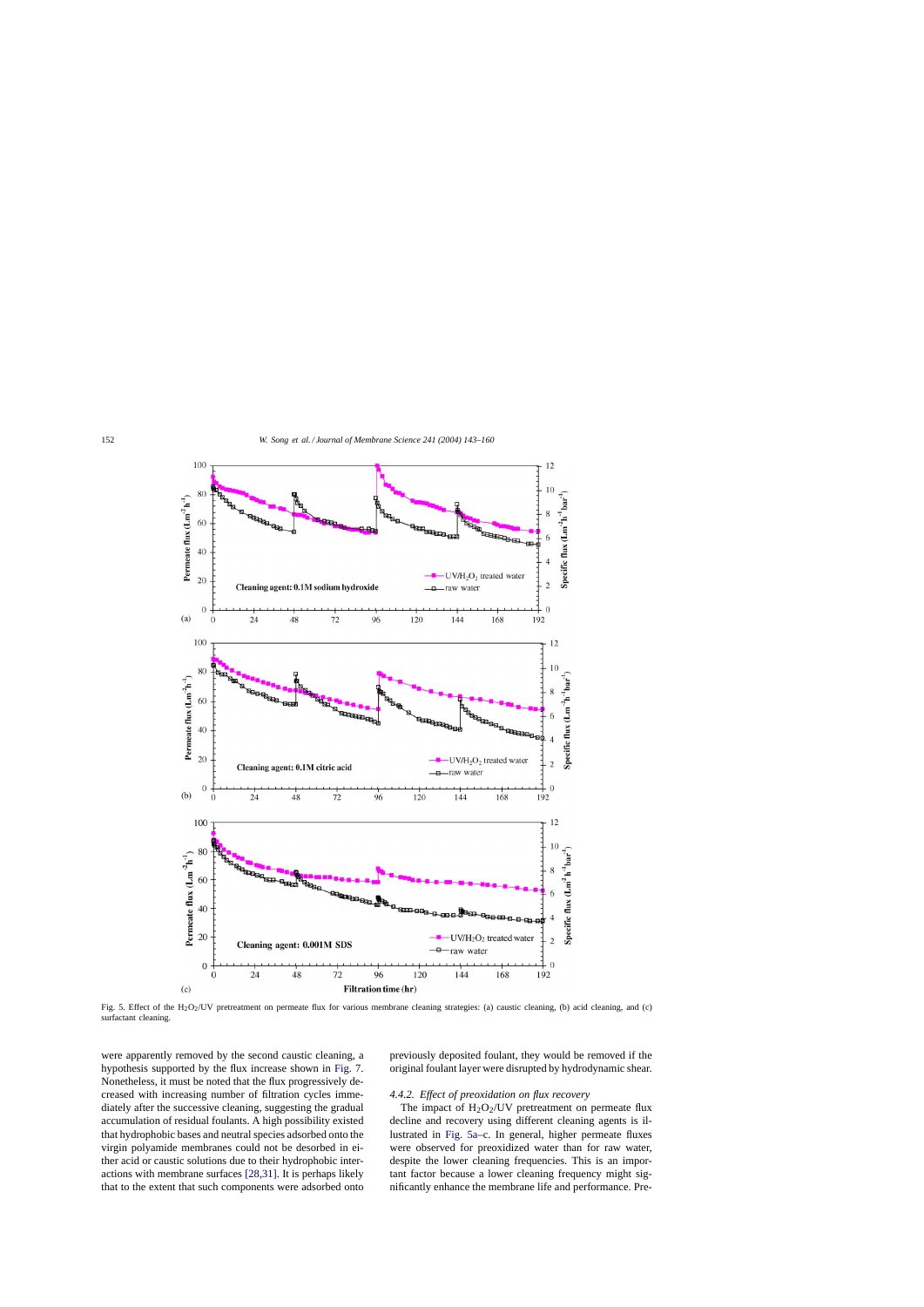Fig. 5. Effect of the $H_2O_2$/UV pretreatment on permeate flux for various membrane cleaning strategies: (a) caustic cleaning, (b) acid cleaning, and (c) surfactant cleaning.

were apparently removed by the second caustic cleaning, a hypothesis supported by the flux increase shown in Fig. 7. Nonetheless, it must be noted that the flux progressively decreased with increasing number of filtration cycles immediately after the successive cleaning, suggesting the gradual accumulation of residual foulants. A high possibility existed that hydrophobic bases and neutral species adsorbed onto the virgin polyamide membranes could not be desorbed in either acid or caustic solutions due to their hydrophobic interactions with membrane surfaces [28,31]. It is perhaps likely that to the extent that such components were adsorbed onto previously deposited foulant, they would be removed if the original foulant layer were disrupted by hydrodynamic shear.

#### 4.4.2. Effect of preoxidation on flux recovery

The impact of $H_2O_2$/UV pretreatment on permeate flux decline and recovery using different cleaning agents is illustrated in Fig. 5a–c. In general, higher permeate fluxes were observed for preoxidized water than for raw water, despite the lower cleaning frequencies. This is an important factor because a lower cleaning frequency might significantly enhance the membrane life and performance. Pre-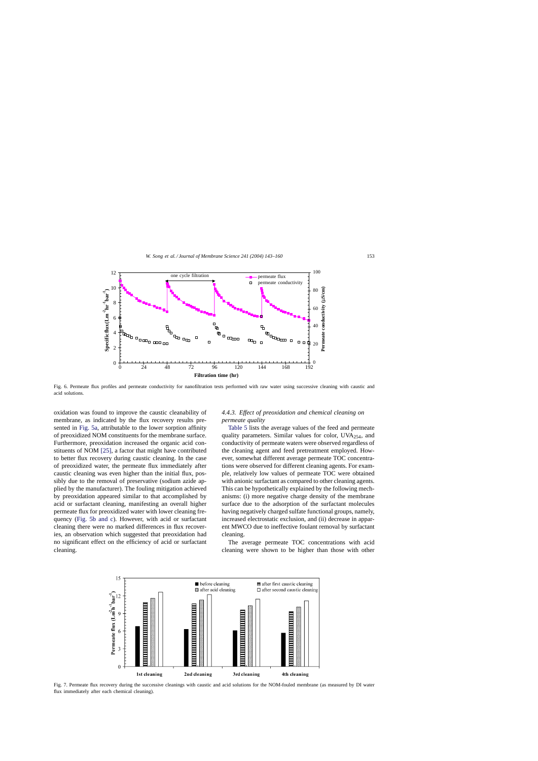Fig. 6. Permeate flux profiles and permeate conductivity for nanofiltration tests performed with raw water using successive cleaning with caustic and acid solutions.

oxidation was found to improve the caustic cleanability of membrane, as indicated by the flux recovery results presented in Fig. 5a, attributable to the lower sorption affinity of preoxidized NOM constituents for the membrane surface. Furthermore, preoxidation increased the organic acid constituents of NOM [25], a factor that might have contributed to better flux recovery during caustic cleaning. In the case of preoxidized water, the permeate flux immediately after caustic cleaning was even higher than the initial flux, possibly due to the removal of preservative (sodium azide applied by the manufacturer). The fouling mitigation achieved by preoxidation appeared similar to that accomplished by acid or surfactant cleaning, manifesting an overall higher permeate flux for preoxidized water with lower cleaning frequency (Fig. 5b and c). However, with acid or surfactant cleaning there were no marked differences in flux recoveries, an observation which suggested that preoxidation had no significant effect on the efficiency of acid or surfactant cleaning.

#### 4.4.3. Effect of preoxidation and chemical cleaning on permeate quality

Table 5 lists the average values of the feed and permeate quality parameters. Similar values for color, $UVA_{254}$, and conductivity of permeate waters were observed regardless of the cleaning agent and feed pretreatment employed. However, somewhat different average permeate TOC concentrations were observed for different cleaning agents. For example, relatively low values of permeate TOC were obtained with anionic surfactant as compared to other cleaning agents. This can be hypothetically explained by the following mechanisms: (i) more negative charge density of the membrane surface due to the adsorption of the surfactant molecules having negatively charged sulfate functional groups, namely, increased electrostatic exclusion, and (ii) decrease in apparent MWCO due to ineffective foulant removal by surfactant cleaning.

The average permeate TOC concentrations with acid cleaning were shown to be higher than those with other

Fig. 7. Permeate flux recovery during the successive cleanings with caustic and acid solutions for the NOM-fouled membrane (as measured by DI water flux immediately after each chemical cleaning).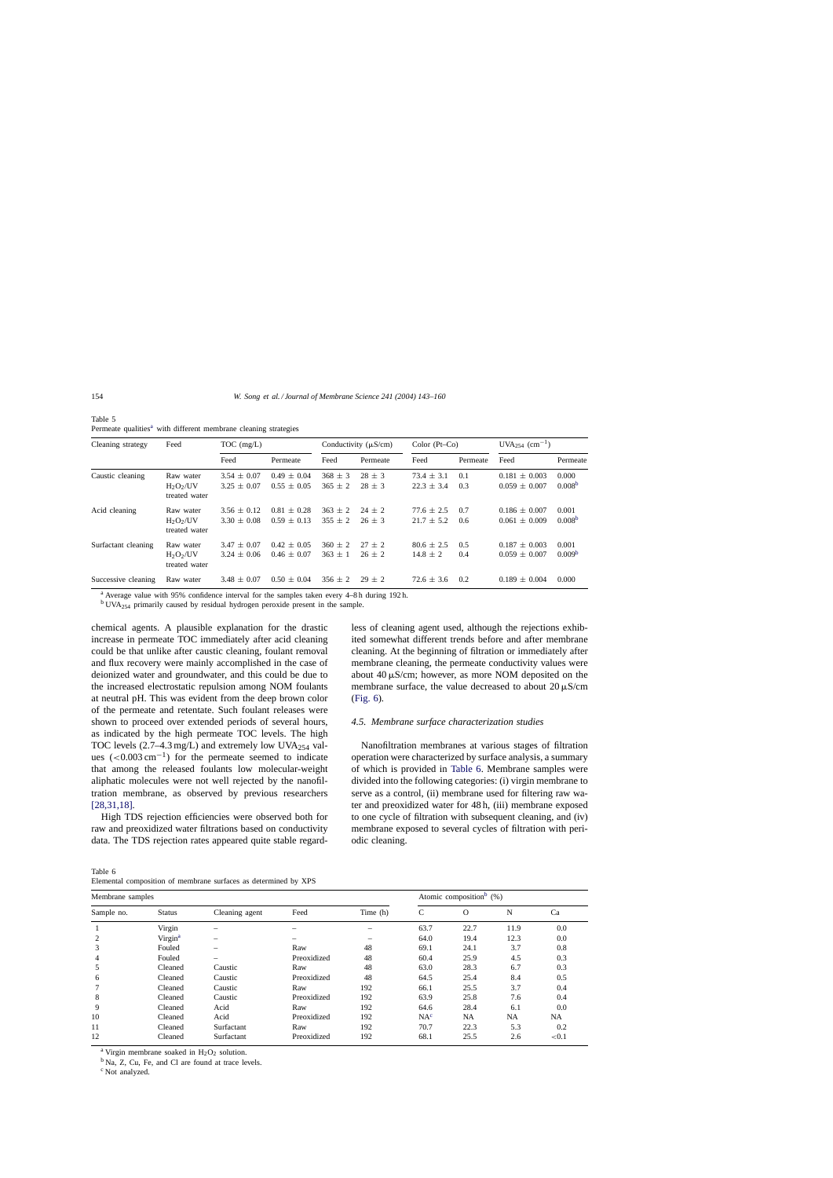Table 5
Permeate qualities[a] with different membrane cleaning strategies

| Cleaning strategy | Feed | TOC (mg/L) | | Conductivity (μS/cm) | | Color (Pt–Co) | | $UVA_{254}$ ($cm^{-1}$) | |
|---|---|---|---|---|---|---|---|---|---|
| | | Feed | Permeate | Feed | Permeate | Feed | Permeate | Feed | Permeate |
| Caustic cleaning | Raw water | 3.54 ± 0.07 | 0.49 ± 0.04 | 368 ± 3 | 28 ± 3 | 73.4 ± 3.1 | 0.1 | 0.181 ± 0.003 | 0.000 |
| | $H_2O_2$/UV treated water | 3.25 ± 0.07 | 0.55 ± 0.05 | 365 ± 2 | 28 ± 3 | 22.3 ± 3.4 | 0.3 | 0.059 ± 0.007 | 0.008[b] |
| Acid cleaning | Raw water | 3.56 ± 0.12 | 0.81 ± 0.28 | 363 ± 2 | 24 ± 2 | 77.6 ± 2.5 | 0.7 | 0.186 ± 0.007 | 0.001 |
| | $H_2O_2$/UV treated water | 3.30 ± 0.08 | 0.59 ± 0.13 | 355 ± 2 | 26 ± 3 | 21.7 ± 5.2 | 0.6 | 0.061 ± 0.009 | 0.008[b] |
| Surfactant cleaning | Raw water | 3.47 ± 0.07 | 0.42 ± 0.05 | 360 ± 2 | 27 ± 2 | 80.6 ± 2.5 | 0.5 | 0.187 ± 0.003 | 0.001 |
| | $H_2O_2$/UV treated water | 3.24 ± 0.06 | 0.46 ± 0.07 | 363 ± 1 | 26 ± 2 | 14.8 ± 2 | 0.4 | 0.059 ± 0.007 | 0.009[b] |
| Successive cleaning | Raw water | 3.48 ± 0.07 | 0.50 ± 0.04 | 356 ± 2 | 29 ± 2 | 72.6 ± 3.6 | 0.2 | 0.189 ± 0.004 | 0.000 |

[a] Average value with 95% confidence interval for the samples taken every 4–8 h during 192 h.

[b] $UVA_{254}$ primarily caused by residual hydrogen peroxide present in the sample.

chemical agents. A plausible explanation for the drastic increase in permeate TOC immediately after acid cleaning could be that unlike after caustic cleaning, foulant removal and flux recovery were mainly accomplished in the case of deionized water and groundwater, and this could be due to the increased electrostatic repulsion among NOM foulants at neutral pH. This was evident from the deep brown color of the permeate and retentate. Such foulant releases were shown to proceed over extended periods of several hours, as indicated by the high permeate TOC levels. The high TOC levels (2.7–4.3 mg/L) and extremely low $UVA_{254}$ values ($<0.003\,cm^{-1}$) for the permeate seemed to indicate that among the released foulants low molecular-weight aliphatic molecules were not well rejected by the nanofiltration membrane, as observed by previous researchers [28,31,18].

High TDS rejection efficiencies were observed both for raw and preoxidized water filtrations based on conductivity data. The TDS rejection rates appeared quite stable regardless of cleaning agent used, although the rejections exhibited somewhat different trends before and after membrane cleaning. At the beginning of filtration or immediately after membrane cleaning, the permeate conductivity values were about 40 μS/cm; however, as more NOM deposited on the membrane surface, the value decreased to about 20 μS/cm (Fig. 6).

### 4.5. Membrane surface characterization studies

Nanofiltration membranes at various stages of filtration operation were characterized by surface analysis, a summary of which is provided in Table 6. Membrane samples were divided into the following categories: (i) virgin membrane to serve as a control, (ii) membrane used for filtering raw water and preoxidized water for 48 h, (iii) membrane exposed to one cycle of filtration with subsequent cleaning, and (iv) membrane exposed to several cycles of filtration with periodic cleaning.

Table 6
Elemental composition of membrane surfaces as determined by XPS

| Membrane samples | | | | | Atomic composition[b] (%) | | | |
|---|---|---|---|---|---|---|---|---|
| Sample no. | Status | Cleaning agent | Feed | Time (h) | C | O | N | Ca |
| 1 | Virgin | – | – | – | 63.7 | 22.7 | 11.9 | 0.0 |
| 2 | Virgin[a] | – | – | – | 64.0 | 19.4 | 12.3 | 0.0 |
| 3 | Fouled | – | Raw | 48 | 69.1 | 24.1 | 3.7 | 0.8 |
| 4 | Fouled | – | Preoxidized | 48 | 60.4 | 25.9 | 4.5 | 0.3 |
| 5 | Cleaned | Caustic | Raw | 48 | 63.0 | 28.3 | 6.7 | 0.3 |
| 6 | Cleaned | Caustic | Preoxidized | 48 | 64.5 | 25.4 | 8.4 | 0.5 |
| 7 | Cleaned | Caustic | Raw | 192 | 66.1 | 25.5 | 3.7 | 0.4 |
| 8 | Cleaned | Caustic | Preoxidized | 192 | 63.9 | 25.8 | 7.6 | 0.4 |
| 9 | Cleaned | Acid | Raw | 192 | 64.6 | 28.4 | 6.1 | 0.0 |
| 10 | Cleaned | Acid | Preoxidized | 192 | NA[c] | NA | NA | NA |
| 11 | Cleaned | Surfactant | Raw | 192 | 70.7 | 22.3 | 5.3 | 0.2 |
| 12 | Cleaned | Surfactant | Preoxidized | 192 | 68.1 | 25.5 | 2.6 | <0.1 |

[a] Virgin membrane soaked in $H_2O_2$ solution.

[b] Na, Z, Cu, Fe, and Cl are found at trace levels.

[c] Not analyzed.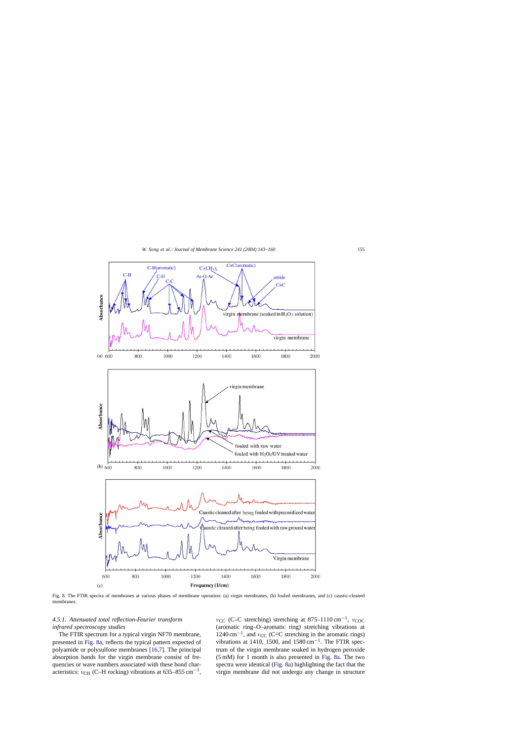Fig. 8. The FTIR spectra of membranes at various phases of membrane operation: (a) virgin membranes, (b) fouled membranes, and (c) caustic-cleaned membranes.

### 4.5.1. Attenuated total reflection-Fourier transform infrared spectroscopy studies

The FTIR spectrum for a typical virgin NF70 membrane, presented in Fig. 8a, reflects the typical pattern expected of polyamide or polysulfone membranes [16,7]. The principal absorption bands for the virgin membrane consist of frequencies or wave numbers associated with these bond characteristics: $\nu_{CH}$ (C–H rocking) vibrations at 635–855 cm$^{-1}$, $\nu_{CC}$ (C–C stretching) stretching at 875–1110 cm$^{-1}$, $\nu_{COC}$ (aromatic ring–O–aromatic ring) stretching vibrations at 1240 cm$^{-1}$, and $\nu_{CC}$ (C=C stretching in the aromatic rings) vibrations at 1410, 1500, and 1580 cm$^{-1}$. The FTIR spectrum of the virgin membrane soaked in hydrogen peroxide (5 mM) for 1 month is also presented in Fig. 8a. The two spectra were identical (Fig. 8a) highlighting the fact that the virgin membrane did not undergo any change in structure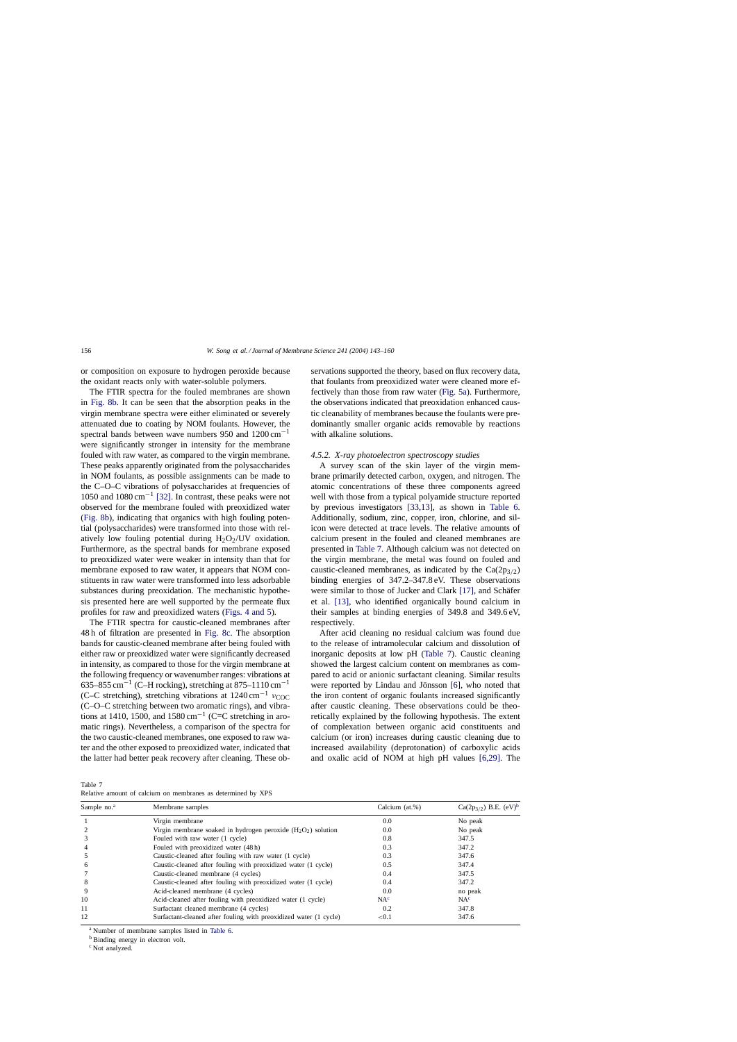or composition on exposure to hydrogen peroxide because the oxidant reacts only with water-soluble polymers.

The FTIR spectra for the fouled membranes are shown in Fig. 8b. It can be seen that the absorption peaks in the virgin membrane spectra were either eliminated or severely attenuated due to coating by NOM foulants. However, the spectral bands between wave numbers 950 and 1200 $cm^{-1}$ were significantly stronger in intensity for the membrane fouled with raw water, as compared to the virgin membrane. These peaks apparently originated from the polysaccharides in NOM foulants, as possible assignments can be made to the C–O–C vibrations of polysaccharides at frequencies of 1050 and 1080 $cm^{-1}$ [32]. In contrast, these peaks were not observed for the membrane fouled with preoxidized water (Fig. 8b), indicating that organics with high fouling potential (polysaccharides) were transformed into those with relatively low fouling potential during $H_2O_2$/UV oxidation. Furthermore, as the spectral bands for membrane exposed to preoxidized water were weaker in intensity than that for membrane exposed to raw water, it appears that NOM constituents in raw water were transformed into less adsorbable substances during preoxidation. The mechanistic hypothesis presented here are well supported by the permeate flux profiles for raw and preoxidized waters (Figs. 4 and 5).

The FTIR spectra for caustic-cleaned membranes after 48 h of filtration are presented in Fig. 8c. The absorption bands for caustic-cleaned membrane after being fouled with either raw or preoxidized water were significantly decreased in intensity, as compared to those for the virgin membrane at the following frequency or wavenumber ranges: vibrations at 635–855 $cm^{-1}$ (C–H rocking), stretching at 875–1110 $cm^{-1}$ (C–C stretching), stretching vibrations at 1240 $cm^{-1}$ $\nu_{COC}$ (C–O–C stretching between two aromatic rings), and vibrations at 1410, 1500, and 1580 $cm^{-1}$ (C=C stretching in aromatic rings). Nevertheless, a comparison of the spectra for the two caustic-cleaned membranes, one exposed to raw water and the other exposed to preoxidized water, indicated that the latter had better peak recovery after cleaning. These observations supported the theory, based on flux recovery data, that foulants from preoxidized water were cleaned more effectively than those from raw water (Fig. 5a). Furthermore, the observations indicated that preoxidation enhanced caustic cleanability of membranes because the foulants were predominantly smaller organic acids removable by reactions with alkaline solutions.

#### 4.5.2. X-ray photoelectron spectroscopy studies

A survey scan of the skin layer of the virgin membrane primarily detected carbon, oxygen, and nitrogen. The atomic concentrations of these three components agreed well with those from a typical polyamide structure reported by previous investigators [33,13], as shown in Table 6. Additionally, sodium, zinc, copper, iron, chlorine, and silicon were detected at trace levels. The relative amounts of calcium present in the fouled and cleaned membranes are presented in Table 7. Although calcium was not detected on the virgin membrane, the metal was found on fouled and caustic-cleaned membranes, as indicated by the $Ca(2p_{3/2})$ binding energies of 347.2–347.8 eV. These observations were similar to those of Jucker and Clark [17], and Schäfer et al. [13], who identified organically bound calcium in their samples at binding energies of 349.8 and 349.6 eV, respectively.

After acid cleaning no residual calcium was found due to the release of intramolecular calcium and dissolution of inorganic deposits at low pH (Table 7). Caustic cleaning showed the largest calcium content on membranes as compared to acid or anionic surfactant cleaning. Similar results were reported by Lindau and Jönsson [6], who noted that the iron content of organic foulants increased significantly after caustic cleaning. These observations could be theoretically explained by the following hypothesis. The extent of complexation between organic acid constituents and calcium (or iron) increases during caustic cleaning due to increased availability (deprotonation) of carboxylic acids and oxalic acid of NOM at high pH values [6,29]. The

Table 7
Relative amount of calcium on membranes as determined by XPS

| Sample no.[a] | Membrane samples | Calcium (at.%) | $Ca(2p_{3/2})$ B.E. (eV)[b] |
|---|---|---|---|
| 1 | Virgin membrane | 0.0 | No peak |
| 2 | Virgin membrane soaked in hydrogen peroxide ($H_2O_2$) solution | 0.0 | No peak |
| 3 | Fouled with raw water (1 cycle) | 0.8 | 347.5 |
| 4 | Fouled with preoxidized water (48 h) | 0.3 | 347.2 |
| 5 | Caustic-cleaned after fouling with raw water (1 cycle) | 0.3 | 347.6 |
| 6 | Caustic-cleaned after fouling with preoxidized water (1 cycle) | 0.5 | 347.4 |
| 7 | Caustic-cleaned membrane (4 cycles) | 0.4 | 347.5 |
| 8 | Caustic-cleaned after fouling with preoxidized water (1 cycle) | 0.4 | 347.2 |
| 9 | Acid-cleaned membrane (4 cycles) | 0.0 | no peak |
| 10 | Acid-cleaned after fouling with preoxidized water (1 cycle) | NA[c] | NA[c] |
| 11 | Surfactant cleaned membrane (4 cycles) | 0.2 | 347.8 |
| 12 | Surfactant-cleaned after fouling with preoxidized water (1 cycle) | <0.1 | 347.6 |

[a] Number of membrane samples listed in Table 6.
[b] Binding energy in electron volt.
[c] Not analyzed.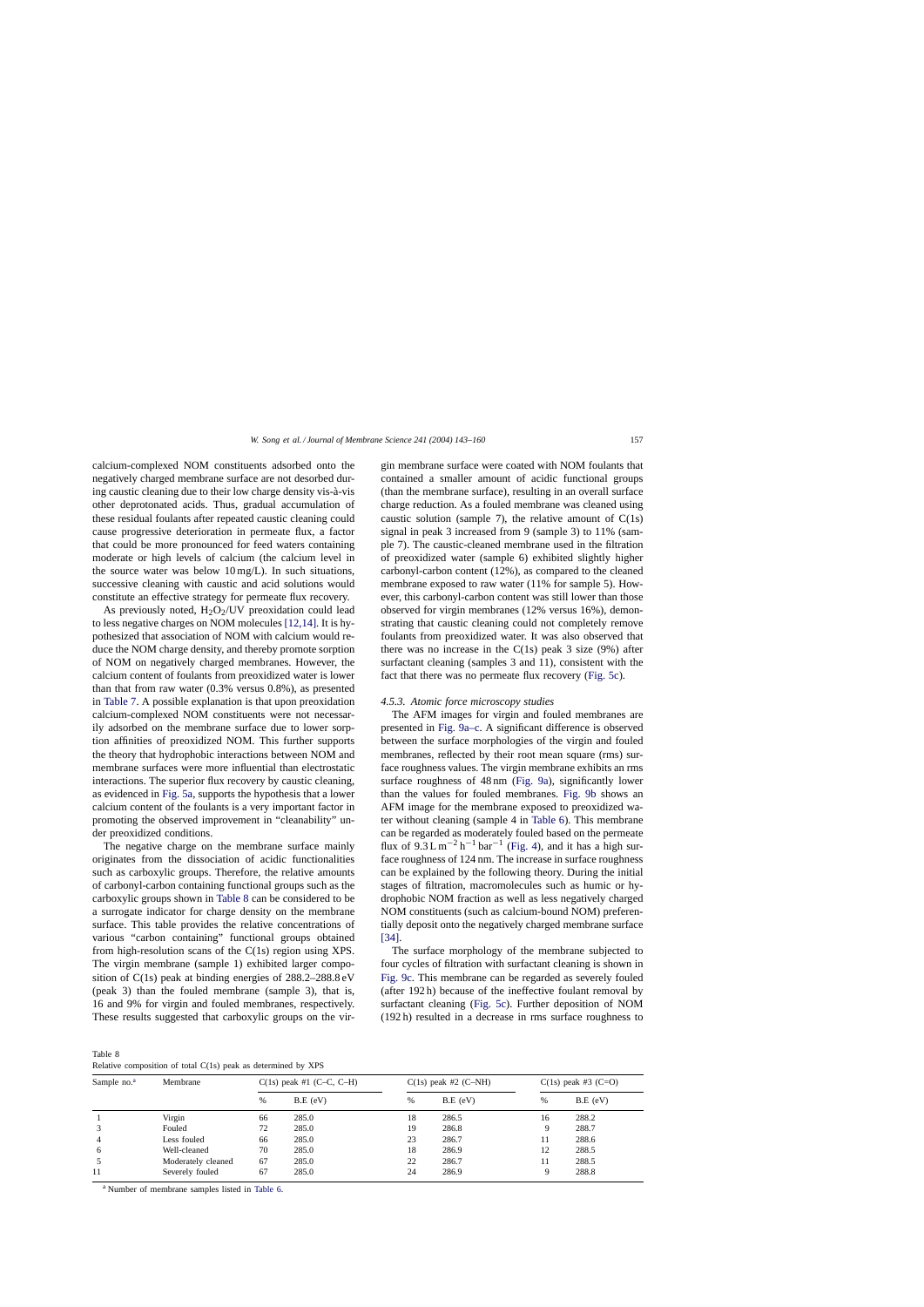calcium-complexed NOM constituents adsorbed onto the negatively charged membrane surface are not desorbed during caustic cleaning due to their low charge density vis-à-vis other deprotonated acids. Thus, gradual accumulation of these residual foulants after repeated caustic cleaning could cause progressive deterioration in permeate flux, a factor that could be more pronounced for feed waters containing moderate or high levels of calcium (the calcium level in the source water was below 10 mg/L). In such situations, successive cleaning with caustic and acid solutions would constitute an effective strategy for permeate flux recovery.

As previously noted, $H_2O_2$/UV preoxidation could lead to less negative charges on NOM molecules [12,14]. It is hypothesized that association of NOM with calcium would reduce the NOM charge density, and thereby promote sorption of NOM on negatively charged membranes. However, the calcium content of foulants from preoxidized water is lower than that from raw water (0.3% versus 0.8%), as presented in Table 7. A possible explanation is that upon preoxidation calcium-complexed NOM constituents were not necessarily adsorbed on the membrane surface due to lower sorption affinities of preoxidized NOM. This further supports the theory that hydrophobic interactions between NOM and membrane surfaces were more influential than electrostatic interactions. The superior flux recovery by caustic cleaning, as evidenced in Fig. 5a, supports the hypothesis that a lower calcium content of the foulants is a very important factor in promoting the observed improvement in "cleanability" under preoxidized conditions.

The negative charge on the membrane surface mainly originates from the dissociation of acidic functionalities such as carboxylic groups. Therefore, the relative amounts of carbonyl-carbon containing functional groups such as the carboxylic groups shown in Table 8 can be considered to be a surrogate indicator for charge density on the membrane surface. This table provides the relative concentrations of various "carbon containing" functional groups obtained from high-resolution scans of the C(1s) region using XPS. The virgin membrane (sample 1) exhibited larger composition of C(1s) peak at binding energies of 288.2–288.8 eV (peak 3) than the fouled membrane (sample 3), that is, 16 and 9% for virgin and fouled membranes, respectively. These results suggested that carboxylic groups on the virgin membrane surface were coated with NOM foulants that contained a smaller amount of acidic functional groups (than the membrane surface), resulting in an overall surface charge reduction. As a fouled membrane was cleaned using caustic solution (sample 7), the relative amount of C(1s) signal in peak 3 increased from 9 (sample 3) to 11% (sample 7). The caustic-cleaned membrane used in the filtration of preoxidized water (sample 6) exhibited slightly higher carbonyl-carbon content (12%), as compared to the cleaned membrane exposed to raw water (11% for sample 5). However, this carbonyl-carbon content was still lower than those observed for virgin membranes (12% versus 16%), demonstrating that caustic cleaning could not completely remove foulants from preoxidized water. It was also observed that there was no increase in the C(1s) peak 3 size (9%) after surfactant cleaning (samples 3 and 11), consistent with the fact that there was no permeate flux recovery (Fig. 5c).

#### 4.5.3. Atomic force microscopy studies

The AFM images for virgin and fouled membranes are presented in Fig. 9a–c. A significant difference is observed between the surface morphologies of the virgin and fouled membranes, reflected by their root mean square (rms) surface roughness values. The virgin membrane exhibits an rms surface roughness of 48 nm (Fig. 9a), significantly lower than the values for fouled membranes. Fig. 9b shows an AFM image for the membrane exposed to preoxidized water without cleaning (sample 4 in Table 6). This membrane can be regarded as moderately fouled based on the permeate flux of $9.3\,\mathrm{L\,m^{-2}\,h^{-1}\,bar^{-1}}$ (Fig. 4), and it has a high surface roughness of 124 nm. The increase in surface roughness can be explained by the following theory. During the initial stages of filtration, macromolecules such as humic or hydrophobic NOM fraction as well as less negatively charged NOM constituents (such as calcium-bound NOM) preferentially deposit onto the negatively charged membrane surface [34].

The surface morphology of the membrane subjected to four cycles of filtration with surfactant cleaning is shown in Fig. 9c. This membrane can be regarded as severely fouled (after 192 h) because of the ineffective foulant removal by surfactant cleaning (Fig. 5c). Further deposition of NOM (192 h) resulted in a decrease in rms surface roughness to

Table 8
Relative composition of total C(1s) peak as determined by XPS

| Sample no.[a] | Membrane | C(1s) peak #1 (C–C, C–H) | | C(1s) peak #2 (C–NH) | | C(1s) peak #3 (C=O) | |
|---|---|---|---|---|---|---|---|
| | | % | B.E (eV) | % | B.E (eV) | % | B.E (eV) |
| 1 | Virgin | 66 | 285.0 | 18 | 286.5 | 16 | 288.2 |
| 3 | Fouled | 72 | 285.0 | 19 | 286.8 | 9 | 288.7 |
| 4 | Less fouled | 66 | 285.0 | 23 | 286.7 | 11 | 288.6 |
| 6 | Well-cleaned | 70 | 285.0 | 18 | 286.9 | 12 | 288.5 |
| 5 | Moderately cleaned | 67 | 285.0 | 22 | 286.7 | 11 | 288.5 |
| 11 | Severely fouled | 67 | 285.0 | 24 | 286.9 | 9 | 288.8 |

[a] Number of membrane samples listed in Table 6.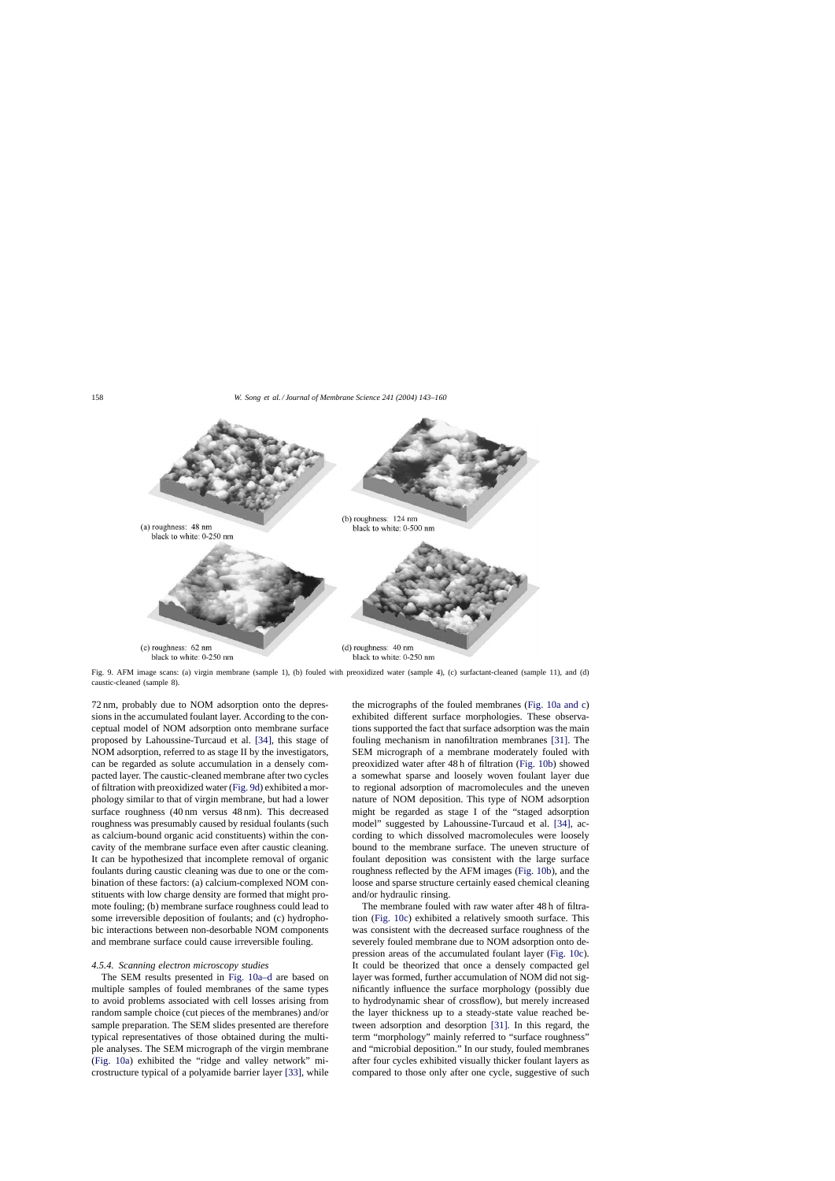(a) roughness: 48 nm
black to white: 0-250 nm

(b) roughness: 124 nm
black to white: 0-500 nm

(c) roughness: 62 nm
black to white: 0-250 nm

(d) roughness: 40 nm
black to white: 0-250 nm

Fig. 9. AFM image scans: (a) virgin membrane (sample 1), (b) fouled with preoxidized water (sample 4), (c) surfactant-cleaned (sample 11), and (d) caustic-cleaned (sample 8).

72 nm, probably due to NOM adsorption onto the depressions in the accumulated foulant layer. According to the conceptual model of NOM adsorption onto membrane surface proposed by Lahoussine-Turcaud et al. [34], this stage of NOM adsorption, referred to as stage II by the investigators, can be regarded as solute accumulation in a densely compacted layer. The caustic-cleaned membrane after two cycles of filtration with preoxidized water (Fig. 9d) exhibited a morphology similar to that of virgin membrane, but had a lower surface roughness (40 nm versus 48 nm). This decreased roughness was presumably caused by residual foulants (such as calcium-bound organic acid constituents) within the concavity of the membrane surface even after caustic cleaning. It can be hypothesized that incomplete removal of organic foulants during caustic cleaning was due to one or the combination of these factors: (a) calcium-complexed NOM constituents with low charge density are formed that might promote fouling; (b) membrane surface roughness could lead to some irreversible deposition of foulants; and (c) hydrophobic interactions between non-desorbable NOM components and membrane surface could cause irreversible fouling.

#### 4.5.4. Scanning electron microscopy studies

The SEM results presented in Fig. 10a–d are based on multiple samples of fouled membranes of the same types to avoid problems associated with cell losses arising from random sample choice (cut pieces of the membranes) and/or sample preparation. The SEM slides presented are therefore typical representatives of those obtained during the multiple analyses. The SEM micrograph of the virgin membrane (Fig. 10a) exhibited the "ridge and valley network" microstructure typical of a polyamide barrier layer [33], while the micrographs of the fouled membranes (Fig. 10a and c) exhibited different surface morphologies. These observations supported the fact that surface adsorption was the main fouling mechanism in nanofiltration membranes [31]. The SEM micrograph of a membrane moderately fouled with preoxidized water after 48 h of filtration (Fig. 10b) showed a somewhat sparse and loosely woven foulant layer due to regional adsorption of macromolecules and the uneven nature of NOM deposition. This type of NOM adsorption might be regarded as stage I of the "staged adsorption model" suggested by Lahoussine-Turcaud et al. [34], according to which dissolved macromolecules were loosely bound to the membrane surface. The uneven structure of foulant deposition was consistent with the large surface roughness reflected by the AFM images (Fig. 10b), and the loose and sparse structure certainly eased chemical cleaning and/or hydraulic rinsing.

The membrane fouled with raw water after 48 h of filtration (Fig. 10c) exhibited a relatively smooth surface. This was consistent with the decreased surface roughness of the severely fouled membrane due to NOM adsorption onto depression areas of the accumulated foulant layer (Fig. 10c). It could be theorized that once a densely compacted gel layer was formed, further accumulation of NOM did not significantly influence the surface morphology (possibly due to hydrodynamic shear of crossflow), but merely increased the layer thickness up to a steady-state value reached between adsorption and desorption [31]. In this regard, the term "morphology" mainly referred to "surface roughness" and "microbial deposition." In our study, fouled membranes after four cycles exhibited visually thicker foulant layers as compared to those only after one cycle, suggestive of such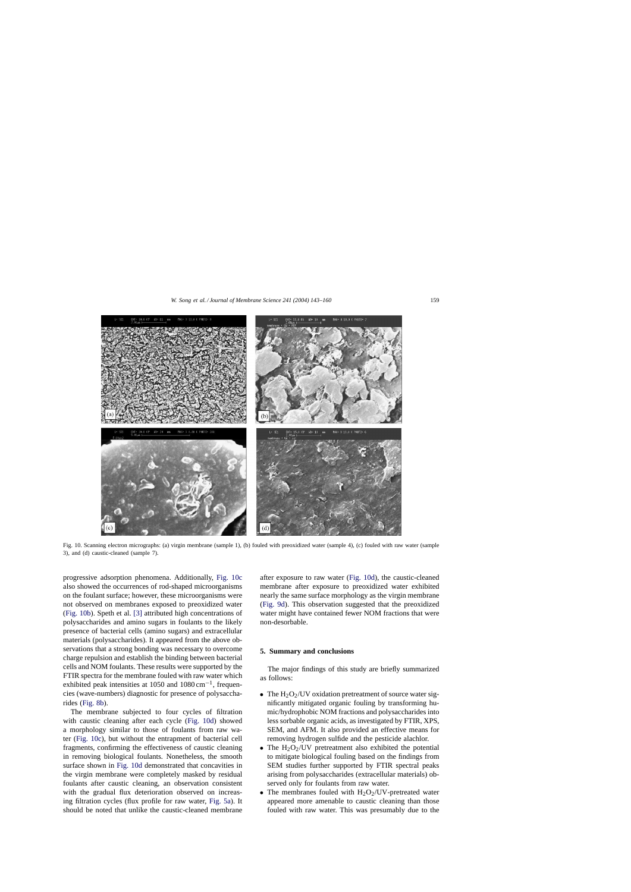Fig. 10. Scanning electron micrographs: (a) virgin membrane (sample 1), (b) fouled with preoxidized water (sample 4), (c) fouled with raw water (sample 3), and (d) caustic-cleaned (sample 7).

progressive adsorption phenomena. Additionally, Fig. 10c also showed the occurrences of rod-shaped microorganisms on the foulant surface; however, these microorganisms were not observed on membranes exposed to preoxidized water (Fig. 10b). Speth et al. [3] attributed high concentrations of polysaccharides and amino sugars in foulants to the likely presence of bacterial cells (amino sugars) and extracellular materials (polysaccharides). It appeared from the above observations that a strong bonding was necessary to overcome charge repulsion and establish the binding between bacterial cells and NOM foulants. These results were supported by the FTIR spectra for the membrane fouled with raw water which exhibited peak intensities at 1050 and 1080 $cm^{-1}$, frequencies (wave-numbers) diagnostic for presence of polysaccharides (Fig. 8b).

The membrane subjected to four cycles of filtration with caustic cleaning after each cycle (Fig. 10d) showed a morphology similar to those of foulants from raw water (Fig. 10c), but without the entrapment of bacterial cell fragments, confirming the effectiveness of caustic cleaning in removing biological foulants. Nonetheless, the smooth surface shown in Fig. 10d demonstrated that concavities in the virgin membrane were completely masked by residual foulants after caustic cleaning, an observation consistent with the gradual flux deterioration observed on increasing filtration cycles (flux profile for raw water, Fig. 5a). It should be noted that unlike the caustic-cleaned membrane after exposure to raw water (Fig. 10d), the caustic-cleaned membrane after exposure to preoxidized water exhibited nearly the same surface morphology as the virgin membrane (Fig. 9d). This observation suggested that the preoxidized water might have contained fewer NOM fractions that were non-desorbable.

## 5. Summary and conclusions

The major findings of this study are briefly summarized as follows:

- The $H_2O_2$/UV oxidation pretreatment of source water significantly mitigated organic fouling by transforming humic/hydrophobic NOM fractions and polysaccharides into less sorbable organic acids, as investigated by FTIR, XPS, SEM, and AFM. It also provided an effective means for removing hydrogen sulfide and the pesticide alachlor.
- The $H_2O_2$/UV pretreatment also exhibited the potential to mitigate biological fouling based on the findings from SEM studies further supported by FTIR spectral peaks arising from polysaccharides (extracellular materials) observed only for foulants from raw water.
- The membranes fouled with $H_2O_2$/UV-pretreated water appeared more amenable to caustic cleaning than those fouled with raw water. This was presumably due to the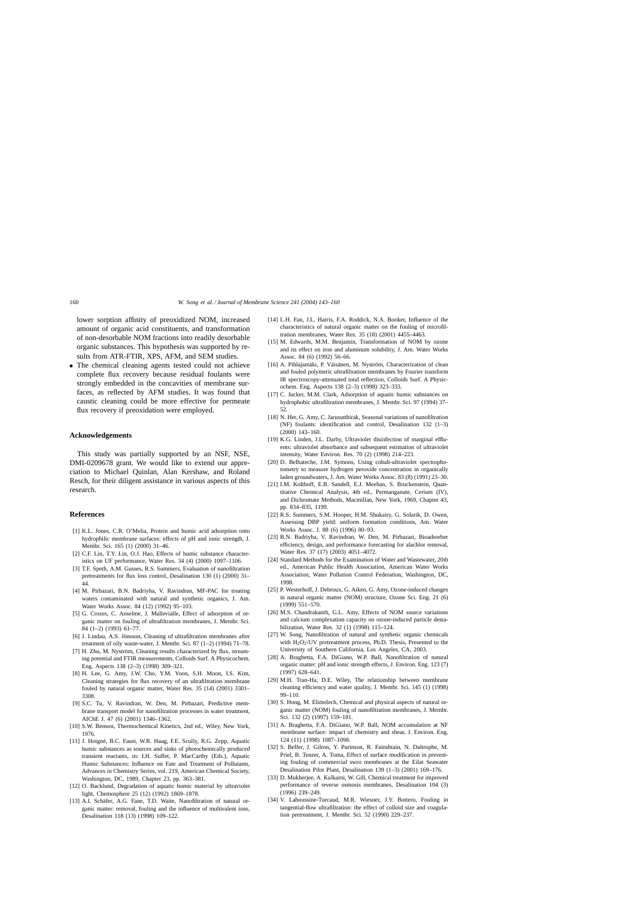lower sorption affinity of preoxidized NOM, increased amount of organic acid constituents, and transformation of non-desorbable NOM fractions into readily desorbable organic substances. This hypothesis was supported by results from ATR-FTIR, XPS, AFM, and SEM studies.

- The chemical cleaning agents tested could not achieve complete flux recovery because residual foulants were strongly embedded in the concavities of membrane surfaces, as reflected by AFM studies. It was found that caustic cleaning could be more effective for permeate flux recovery if preoxidation were employed.

## Acknowledgements

This study was partially supported by an NSF, NSE, DMI-0209678 grant. We would like to extend our appreciation to Michael Quinlan, Alan Kershaw, and Roland Resch, for their diligent assistance in various aspects of this research.

## References

[1] K.L. Jones, C.R. O'Melia, Protein and humic acid adsorption onto hydrophilic membrane surfaces: effects of pH and ionic strength, J. Membr. Sci. 165 (1) (2000) 31–46.

[2] C.F. Lin, T.Y. Lin, O.J. Hao, Effects of humic substance characteristics on UF performance, Water Res. 34 (4) (2000) 1097–1106.

[3] T.F. Speth, A.M. Gusses, R.S. Summers, Evaluation of nanofiltration pretreatments for flux loss control, Desalination 130 (1) (2000) 31–44.

[4] M. Pirbazari, B.N. Badriyha, V. Ravindran, MF-PAC for treating waters contaminated with natural and synthetic organics, J. Am. Water Works Assoc. 84 (12) (1992) 95–103.

[5] G. Crozes, C. Anselme, J. Mallevialle, Effect of adsorption of organic matter on fouling of ultrafiltration membranes, J. Membr. Sci. 84 (1–2) (1993) 61–77.

[6] J. Lindau, A.S. Jönsson, Cleaning of ultrafiltration membranes after treatment of oily waste-water, J. Membr. Sci. 87 (1–2) (1994) 71–78.

[7] H. Zhu, M. Nyström, Cleaning results characterized by flux, streaming potential and FTIR measurements, Colloids Surf. A Physicochem. Eng. Aspects 138 (2–3) (1998) 309–321.

[8] H. Lee, G. Amy, J.W. Cho, Y.M. Yoon, S.H. Moon, I.S. Kim, Cleaning strategies for flux recovery of an ultrafiltration membrane fouled by natural organic matter, Water Res. 35 (14) (2001) 3301–3308.

[9] S.C. Tu, V. Ravindran, W. Den, M. Pirbazari, Predictive membrane transport model for nanofiltration processes in water treatment, AIChE J. 47 (6) (2001) 1346–1362.

[10] S.W. Benson, Thermochemical Kinetics, 2nd ed., Wiley, New York, 1976.

[11] J. Hoigné, B.C. Faust, W.R. Haag, F.E. Scully, R.G. Zepp, Aquatic humic substances as sources and sinks of photochemically produced transient reactants, in: I.H. Suffet, P. MacCarthy (Eds.), Aquatic Humic Substances: Influence on Fate and Treatment of Pollutants, Advances in Chemistry Series, vol. 219, American Chemical Society, Washington, DC, 1989, Chapter 23, pp. 363–381.

[12] O. Backlund, Degradation of aquatic humic material by ultraviolet light, Chemosphere 25 (12) (1992) 1869–1878.

[13] A.I. Schäfer, A.G. Fane, T.D. Waite, Nanofiltration of natural organic matter: removal, fouling and the influence of multivalent ions, Desalination 118 (13) (1998) 109–122.

[14] L.H. Fan, J.L. Harris, F.A. Roddick, N.A. Booker, Influence of the characteristics of natural organic matter on the fouling of microfiltration membranes, Water Res. 35 (18) (2001) 4455–4463.

[15] M. Edwards, M.M. Benjamin, Transformation of NOM by ozone and its effect on iron and aluminum solubility, J. Am. Water Works Assoc. 84 (6) (1992) 56–66.

[16] A. Pihlajamäki, P. Väisänen, M. Nyström, Characterization of clean and fouled polymeric ultrafiltration membranes by Fourier transform IR spectroscopy-attenuated total reflection, Colloids Surf. A Physicochem. Eng. Aspects 138 (2–3) (1998) 323–333.

[17] C. Jucker, M.M. Clark, Adsorption of aquatic humic substances on hydrophobic ultrafiltration membranes, J. Membr. Sci. 97 (1994) 37–52.

[18] N. Her, G. Amy, C. Jarusutthirak, Seasonal variations of nanofiltration (NF) foulants: identification and control, Desalination 132 (1–3) (2000) 143–160.

[19] K.G. Linden, J.L. Darby, Ultraviolet disinfection of marginal effluents: ultraviolet absorbance and subsequent estimation of ultraviolet intensity, Water Environ. Res. 70 (2) (1998) 214–223.

[20] D. Belhateche, J.M. Symons, Using cobalt-ultraviolet spectrophotometry to measure hydrogen peroxide concentration in organically laden groundwaters, J. Am. Water Works Assoc. 83 (8) (1991) 23–30.

[21] I.M. Kolthoff, E.B. Sandell, E.J. Meehan, S. Bruckenstein, Quantitative Chemical Analysis, 4th ed., Permanganate, Cerium (IV), and Dichromate Methods, Macmillan, New York, 1969, Chapter 43, pp. 834–835, 1199.

[22] R.S. Summers, S.M. Hooper, H.M. Shukairy, G. Solarik, D. Owen, Assessing DBP yield: uniform formation conditions, Am. Water Works Assoc. J. 88 (6) (1996) 80–93.

[23] B.N. Badriyha, V. Ravindran, W. Den, M. Pirbazari, Bioadsorber efficiency, design, and performance forecasting for alachlor removal, Water Res. 37 (17) (2003) 4051–4072.

[24] Standard Methods for the Examination of Water and Wastewater, 20th ed., American Public Health Association, American Water Works Association, Water Pollution Control Federation, Washington, DC, 1998.

[25] P. Westerhoff, J. Debroux, G. Aiken, G. Amy, Ozone-induced changes in natural organic matter (NOM) structure, Ozone Sci. Eng. 21 (6) (1999) 551–570.

[26] M.S. Chandrakanth, G.L. Amy, Effects of NOM source variations and calcium complexation capacity on ozone-induced particle destabilization, Water Res. 32 (1) (1998) 115–124.

[27] W. Song, Nanofiltration of natural and synthetic organic chemicals with $H_2O_2$/UV pretreatment process, Ph.D. Thesis, Presented to the University of Southern California, Los Angeles, CA, 2003.

[28] A. Braghetta, F.A. DiGiano, W.P. Ball, Nanofiltration of natural organic matter: pH and ionic strength effects, J. Environ. Eng. 123 (7) (1997) 628–641.

[29] M.H. Tran-Ha, D.E. Wiley, The relationship between membrane cleaning efficiency and water quality, J. Membr. Sci. 145 (1) (1998) 99–110.

[30] S. Hong, M. Elimelech, Chemical and physical aspects of natural organic matter (NOM) fouling of nanofiltration membranes, J. Membr. Sci. 132 (2) (1997) 159–181.

[31] A. Braghetta, F.A. DiGiano, W.P. Ball, NOM accumulation at NF membrane surface: impact of chemistry and shear, J. Environ. Eng. 124 (11) (1998) 1087–1098.

[32] S. Belfer, J. Gilron, Y. Purinson, R. Fainshtain, N. Daltrophe, M. Priel, B. Tenzer, A. Toma, Effect of surface modification in preventing fouling of commercial swro membranes at the Eilat Seawater Desalination Pilot Plant, Desalination 139 (1–3) (2001) 169–176.

[33] D. Mukherjee, A. Kulkarni, W. Gill, Chemical treatment for improved performance of reverse osmosis membranes, Desalination 104 (3) (1996) 239–249.

[34] V. Lahoussine-Turcaud, M.R. Wiesner, J.Y. Bottero, Fouling in tangential-flow ultrafiltration: the effect of colloid size and coagulation pretreatment, J. Membr. Sci. 52 (1990) 229–237.